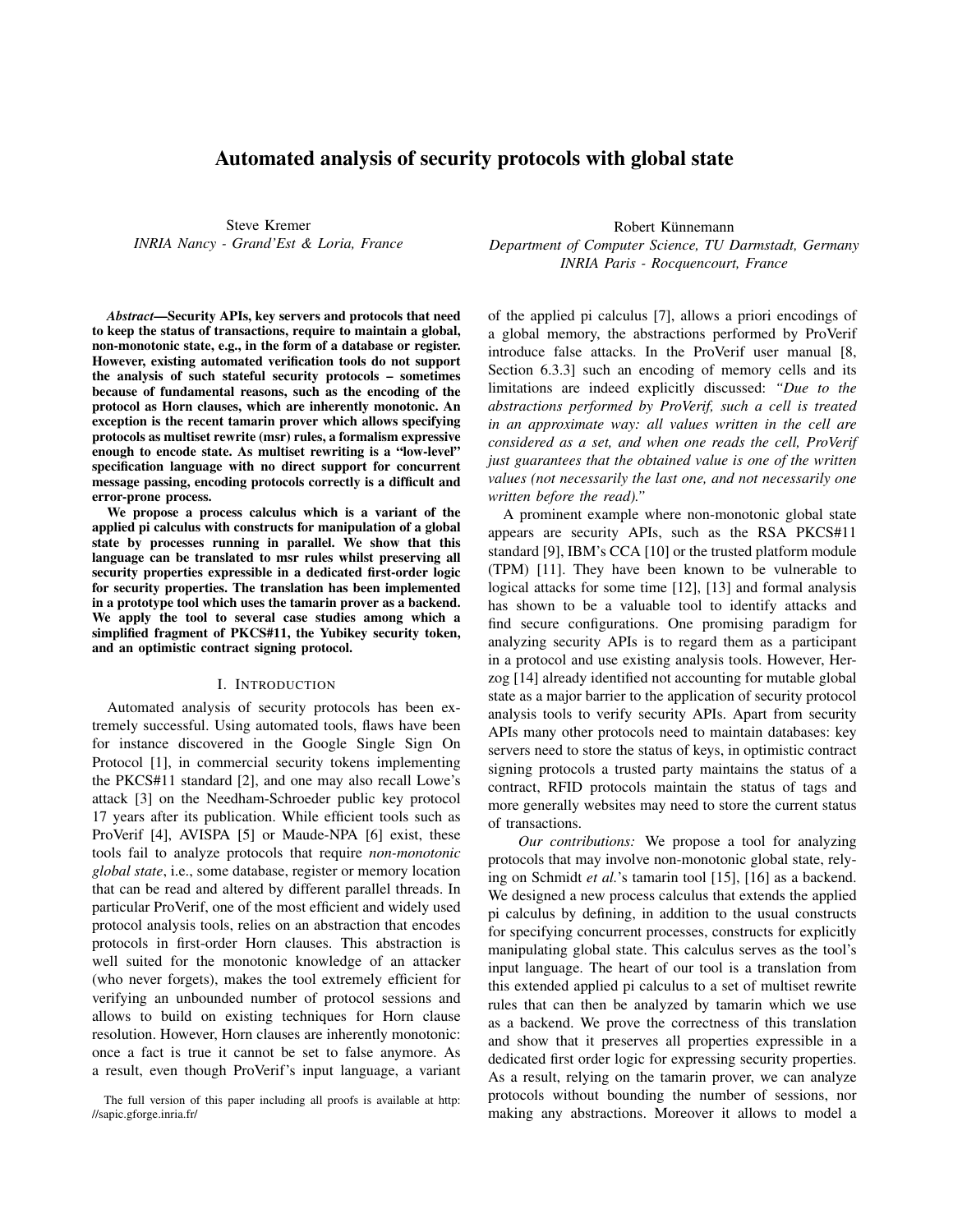# Automated analysis of security protocols with global state

Steve Kremer
*INRIA Nancy - Grand'Est & Loria, France*

Robert Künnemann
*Department of Computer Science, TU Darmstadt, Germany*
*INRIA Paris - Rocquencourt, France*

***Abstract*—Security APIs, key servers and protocols that need to keep the status of transactions, require to maintain a global, non-monotonic state, e.g., in the form of a database or register. However, existing automated verification tools do not support the analysis of such stateful security protocols – sometimes because of fundamental reasons, such as the encoding of the protocol as Horn clauses, which are inherently monotonic. An exception is the recent tamarin prover which allows specifying protocols as multiset rewrite (msr) rules, a formalism expressive enough to encode state. As multiset rewriting is a "low-level" specification language with no direct support for concurrent message passing, encoding protocols correctly is a difficult and error-prone process.**

**We propose a process calculus which is a variant of the applied pi calculus with constructs for manipulation of a global state by processes running in parallel. We show that this language can be translated to msr rules whilst preserving all security properties expressible in a dedicated first-order logic for security properties. The translation has been implemented in a prototype tool which uses the tamarin prover as a backend. We apply the tool to several case studies among which a simplified fragment of PKCS#11, the Yubikey security token, and an optimistic contract signing protocol.**

## I. Introduction

Automated analysis of security protocols has been extremely successful. Using automated tools, flaws have been for instance discovered in the Google Single Sign On Protocol [1], in commercial security tokens implementing the PKCS#11 standard [2], and one may also recall Lowe's attack [3] on the Needham-Schroeder public key protocol 17 years after its publication. While efficient tools such as ProVerif [4], AVISPA [5] or Maude-NPA [6] exist, these tools fail to analyze protocols that require *non-monotonic global state*, i.e., some database, register or memory location that can be read and altered by different parallel threads. In particular ProVerif, one of the most efficient and widely used protocol analysis tools, relies on an abstraction that encodes protocols in first-order Horn clauses. This abstraction is well suited for the monotonic knowledge of an attacker (who never forgets), makes the tool extremely efficient for verifying an unbounded number of protocol sessions and allows to build on existing techniques for Horn clause resolution. However, Horn clauses are inherently monotonic: once a fact is true it cannot be set to false anymore. As a result, even though ProVerif's input language, a variant of the applied pi calculus [7], allows a priori encodings of a global memory, the abstractions performed by ProVerif introduce false attacks. In the ProVerif user manual [8, Section 6.3.3] such an encoding of memory cells and its limitations are indeed explicitly discussed: *"Due to the abstractions performed by ProVerif, such a cell is treated in an approximate way: all values written in the cell are considered as a set, and when one reads the cell, ProVerif just guarantees that the obtained value is one of the written values (not necessarily the last one, and not necessarily one written before the read)."*

The full version of this paper including all proofs is available at http://sapic.gforge.inria.fr/

A prominent example where non-monotonic global state appears are security APIs, such as the RSA PKCS#11 standard [9], IBM's CCA [10] or the trusted platform module (TPM) [11]. They have been known to be vulnerable to logical attacks for some time [12], [13] and formal analysis has shown to be a valuable tool to identify attacks and find secure configurations. One promising paradigm for analyzing security APIs is to regard them as a participant in a protocol and use existing analysis tools. However, Herzog [14] already identified not accounting for mutable global state as a major barrier to the application of security protocol analysis tools to verify security APIs. Apart from security APIs many other protocols need to maintain databases: key servers need to store the status of keys, in optimistic contract signing protocols a trusted party maintains the status of a contract, RFID protocols maintain the status of tags and more generally websites may need to store the current status of transactions.

*Our contributions:* We propose a tool for analyzing protocols that may involve non-monotonic global state, relying on Schmidt *et al.*'s tamarin tool [15], [16] as a backend. We designed a new process calculus that extends the applied pi calculus by defining, in addition to the usual constructs for specifying concurrent processes, constructs for explicitly manipulating global state. This calculus serves as the tool's input language. The heart of our tool is a translation from this extended applied pi calculus to a set of multiset rewrite rules that can then be analyzed by tamarin which we use as a backend. We prove the correctness of this translation and show that it preserves all properties expressible in a dedicated first order logic for expressing security properties. As a result, relying on the tamarin prover, we can analyze protocols without bounding the number of sessions, nor making any abstractions. Moreover it allows to model a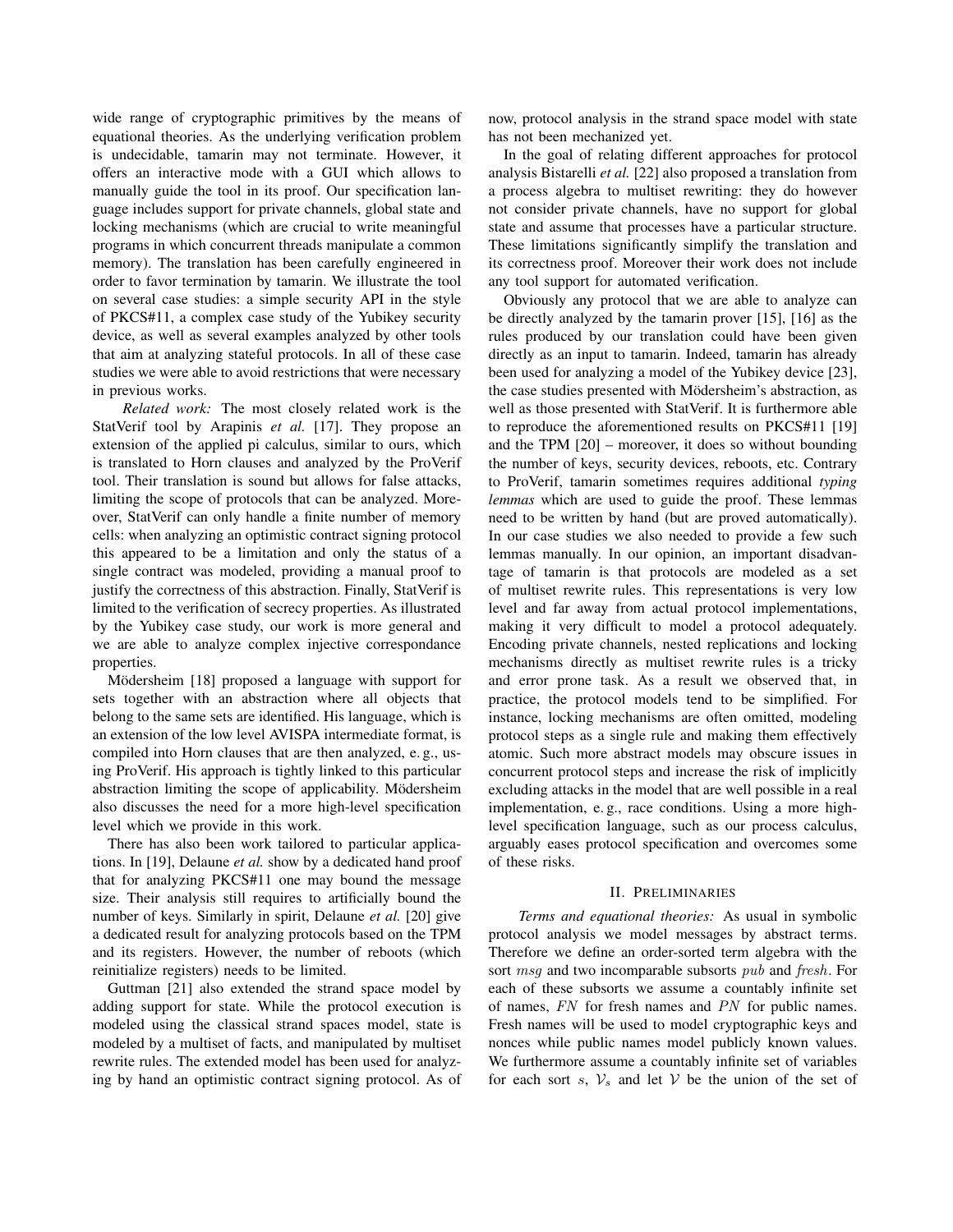wide range of cryptographic primitives by the means of equational theories. As the underlying verification problem is undecidable, tamarin may not terminate. However, it offers an interactive mode with a GUI which allows to manually guide the tool in its proof. Our specification language includes support for private channels, global state and locking mechanisms (which are crucial to write meaningful programs in which concurrent threads manipulate a common memory). The translation has been carefully engineered in order to favor termination by tamarin. We illustrate the tool on several case studies: a simple security API in the style of PKCS#11, a complex case study of the Yubikey security device, as well as several examples analyzed by other tools that aim at analyzing stateful protocols. In all of these case studies we were able to avoid restrictions that were necessary in previous works.

*Related work:* The most closely related work is the StatVerif tool by Arapinis *et al.* [17]. They propose an extension of the applied pi calculus, similar to ours, which is translated to Horn clauses and analyzed by the ProVerif tool. Their translation is sound but allows for false attacks, limiting the scope of protocols that can be analyzed. Moreover, StatVerif can only handle a finite number of memory cells: when analyzing an optimistic contract signing protocol this appeared to be a limitation and only the status of a single contract was modeled, providing a manual proof to justify the correctness of this abstraction. Finally, StatVerif is limited to the verification of secrecy properties. As illustrated by the Yubikey case study, our work is more general and we are able to analyze complex injective correspondance properties.

Mödersheim [18] proposed a language with support for sets together with an abstraction where all objects that belong to the same sets are identified. His language, which is an extension of the low level AVISPA intermediate format, is compiled into Horn clauses that are then analyzed, e. g., using ProVerif. His approach is tightly linked to this particular abstraction limiting the scope of applicability. Mödersheim also discusses the need for a more high-level specification level which we provide in this work.

There has also been work tailored to particular applications. In [19], Delaune *et al.* show by a dedicated hand proof that for analyzing PKCS#11 one may bound the message size. Their analysis still requires to artificially bound the number of keys. Similarly in spirit, Delaune *et al.* [20] give a dedicated result for analyzing protocols based on the TPM and its registers. However, the number of reboots (which reinitialize registers) needs to be limited.

Guttman [21] also extended the strand space model by adding support for state. While the protocol execution is modeled using the classical strand spaces model, state is modeled by a multiset of facts, and manipulated by multiset rewrite rules. The extended model has been used for analyzing by hand an optimistic contract signing protocol. As of now, protocol analysis in the strand space model with state has not been mechanized yet.

In the goal of relating different approaches for protocol analysis Bistarelli *et al.* [22] also proposed a translation from a process algebra to multiset rewriting: they do however not consider private channels, have no support for global state and assume that processes have a particular structure. These limitations significantly simplify the translation and its correctness proof. Moreover their work does not include any tool support for automated verification.

Obviously any protocol that we are able to analyze can be directly analyzed by the tamarin prover [15], [16] as the rules produced by our translation could have been given directly as an input to tamarin. Indeed, tamarin has already been used for analyzing a model of the Yubikey device [23], the case studies presented with Mödersheim's abstraction, as well as those presented with StatVerif. It is furthermore able to reproduce the aforementioned results on PKCS#11 [19] and the TPM [20] – moreover, it does so without bounding the number of keys, security devices, reboots, etc. Contrary to ProVerif, tamarin sometimes requires additional *typing lemmas* which are used to guide the proof. These lemmas need to be written by hand (but are proved automatically). In our case studies we also needed to provide a few such lemmas manually. In our opinion, an important disadvantage of tamarin is that protocols are modeled as a set of multiset rewrite rules. This representations is very low level and far away from actual protocol implementations, making it very difficult to model a protocol adequately. Encoding private channels, nested replications and locking mechanisms directly as multiset rewrite rules is a tricky and error prone task. As a result we observed that, in practice, the protocol models tend to be simplified. For instance, locking mechanisms are often omitted, modeling protocol steps as a single rule and making them effectively atomic. Such more abstract models may obscure issues in concurrent protocol steps and increase the risk of implicitly excluding attacks in the model that are well possible in a real implementation, e. g., race conditions. Using a more high-level specification language, such as our process calculus, arguably eases protocol specification and overcomes some of these risks.

## II. Preliminaries

*Terms and equational theories:* As usual in symbolic protocol analysis we model messages by abstract terms. Therefore we define an order-sorted term algebra with the sort $msg$ and two incomparable subsorts $pub$ and $fresh$. For each of these subsorts we assume a countably infinite set of names, $FN$ for fresh names and $PN$ for public names. Fresh names will be used to model cryptographic keys and nonces while public names model publicly known values. We furthermore assume a countably infinite set of variables for each sort $s$, $\mathcal{V}_s$ and let $\mathcal{V}$ be the union of the set of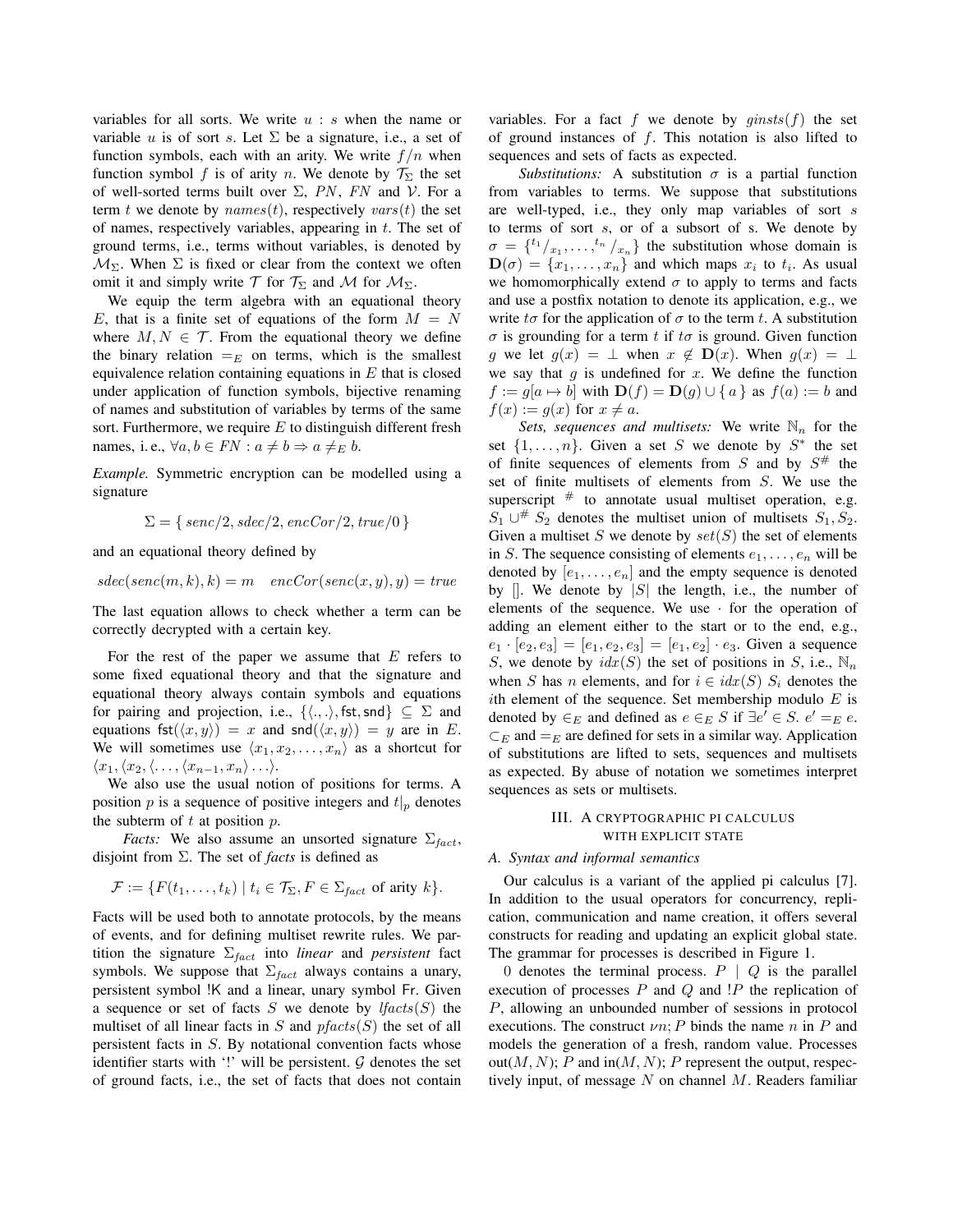variables for all sorts. We write $u : s$ when the name or variable $u$ is of sort $s$. Let $\Sigma$ be a signature, i.e., a set of function symbols, each with an arity. We write $f/n$ when function symbol $f$ is of arity $n$. We denote by $\mathcal{T}_\Sigma$ the set of well-sorted terms built over $\Sigma$, $PN$, $FN$ and $\mathcal{V}$. For a term $t$ we denote by $names(t)$, respectively $vars(t)$ the set of names, respectively variables, appearing in $t$. The set of ground terms, i.e., terms without variables, is denoted by $\mathcal{M}_\Sigma$. When $\Sigma$ is fixed or clear from the context we often omit it and simply write $\mathcal{T}$ for $\mathcal{T}_\Sigma$ and $\mathcal{M}$ for $\mathcal{M}_\Sigma$.

We equip the term algebra with an equational theory $E$, that is a finite set of equations of the form $M = N$ where $M, N \in \mathcal{T}$. From the equational theory we define the binary relation $=_E$ on terms, which is the smallest equivalence relation containing equations in $E$ that is closed under application of function symbols, bijective renaming of names and substitution of variables by terms of the same sort. Furthermore, we require $E$ to distinguish different fresh names, i. e., $\forall a, b \in FN : a \neq b \Rightarrow a \neq_E b$.

*Example.* Symmetric encryption can be modelled using a signature

$$\Sigma = \{ senc/2, sdec/2, encCor/2, true/0 \}$$

and an equational theory defined by

$$sdec(senc(m, k), k) = m \quad encCor(senc(x, y), y) = true$$

The last equation allows to check whether a term can be correctly decrypted with a certain key.

For the rest of the paper we assume that $E$ refers to some fixed equational theory and that the signature and equational theory always contain symbols and equations for pairing and projection, i.e., $\{\langle .,. \rangle, \mathsf{fst}, \mathsf{snd}\} \subseteq \Sigma$ and equations $\mathsf{fst}(\langle x, y\rangle) = x$ and $\mathsf{snd}(\langle x, y\rangle) = y$ are in $E$. We will sometimes use $\langle x_1, x_2, \ldots, x_n\rangle$ as a shortcut for $\langle x_1, \langle x_2, \langle \ldots, \langle x_{n-1}, x_n\rangle \ldots \rangle$.

We also use the usual notion of positions for terms. A position $p$ is a sequence of positive integers and $t|_p$ denotes the subterm of $t$ at position $p$.

*Facts:* We also assume an unsorted signature $\Sigma_{fact}$, disjoint from $\Sigma$. The set of *facts* is defined as

$$\mathcal{F} := \{F(t_1, \ldots, t_k) \mid t_i \in \mathcal{T}_\Sigma, F \in \Sigma_{fact} \text{ of arity } k\}.$$

Facts will be used both to annotate protocols, by the means of events, and for defining multiset rewrite rules. We partition the signature $\Sigma_{fact}$ into *linear* and *persistent* fact symbols. We suppose that $\Sigma_{fact}$ always contains a unary, persistent symbol $!\mathsf{K}$ and a linear, unary symbol $\mathsf{Fr}$. Given a sequence or set of facts $S$ we denote by $lfacts(S)$ the multiset of all linear facts in $S$ and $pfacts(S)$ the set of all persistent facts in $S$. By notational convention facts whose identifier starts with '!' will be persistent. $\mathcal{G}$ denotes the set of ground facts, i.e., the set of facts that does not contain variables. For a fact $f$ we denote by $ginsts(f)$ the set of ground instances of $f$. This notation is also lifted to sequences and sets of facts as expected.

*Substitutions:* A substitution $\sigma$ is a partial function from variables to terms. We suppose that substitutions are well-typed, i.e., they only map variables of sort $s$ to terms of sort $s$, or of a subsort of s. We denote by $\sigma = \{^{t_1}/_{x_1}, \ldots, ^{t_n}/_{x_n}\}$ the substitution whose domain is $\mathbf{D}(\sigma) = \{x_1, \ldots, x_n\}$ and which maps $x_i$ to $t_i$. As usual we homomorphically extend $\sigma$ to apply to terms and facts and use a postfix notation to denote its application, e.g., we write $t\sigma$ for the application of $\sigma$ to the term $t$. A substitution $\sigma$ is grounding for a term $t$ if $t\sigma$ is ground. Given function $g$ we let $g(x) = \perp$ when $x \notin \mathbf{D}(x)$. When $g(x) = \perp$ we say that $g$ is undefined for $x$. We define the function $f := g[a \mapsto b]$ with $\mathbf{D}(f) = \mathbf{D}(g) \cup \{ a \}$ as $f(a) := b$ and $f(x) := g(x)$ for $x \neq a$.

*Sets, sequences and multisets:* We write $\mathbb{N}_n$ for the set $\{1, \ldots, n\}$. Given a set $S$ we denote by $S^*$ the set of finite sequences of elements from $S$ and by $S^\#$ the set of finite multisets of elements from $S$. We use the superscript $^\#$ to annotate usual multiset operation, e.g. $S_1 \cup^\# S_2$ denotes the multiset union of multisets $S_1, S_2$. Given a multiset $S$ we denote by $set(S)$ the set of elements in $S$. The sequence consisting of elements $e_1, \ldots, e_n$ will be denoted by $[e_1, \ldots, e_n]$ and the empty sequence is denoted by $[]$. We denote by $|S|$ the length, i.e., the number of elements of the sequence. We use $\cdot$ for the operation of adding an element either to the start or to the end, e.g., $e_1 \cdot [e_2, e_3] = [e_1, e_2, e_3] = [e_1, e_2] \cdot e_3$. Given a sequence $S$, we denote by $idx(S)$ the set of positions in $S$, i.e., $\mathbb{N}_n$ when $S$ has $n$ elements, and for $i \in idx(S)$ $S_i$ denotes the $i$th element of the sequence. Set membership modulo $E$ is denoted by $\in_E$ and defined as $e \in_E S$ if $\exists e' \in S.\ e' =_E e$. $\subset_E$ and $=_E$ are defined for sets in a similar way. Application of substitutions are lifted to sets, sequences and multisets as expected. By abuse of notation we sometimes interpret sequences as sets or multisets.

## III. A CRYPTOGRAPHIC PI CALCULUS WITH EXPLICIT STATE

### A. Syntax and informal semantics

Our calculus is a variant of the applied pi calculus [7]. In addition to the usual operators for concurrency, replication, communication and name creation, it offers several constructs for reading and updating an explicit global state. The grammar for processes is described in Figure 1.

$0$ denotes the terminal process. $P \mid Q$ is the parallel execution of processes $P$ and $Q$ and $!P$ the replication of $P$, allowing an unbounded number of sessions in protocol executions. The construct $\nu n; P$ binds the name $n$ in $P$ and models the generation of a fresh, random value. Processes $\text{out}(M, N); P$ and $\text{in}(M, N); P$ represent the output, respectively input, of message $N$ on channel $M$. Readers familiar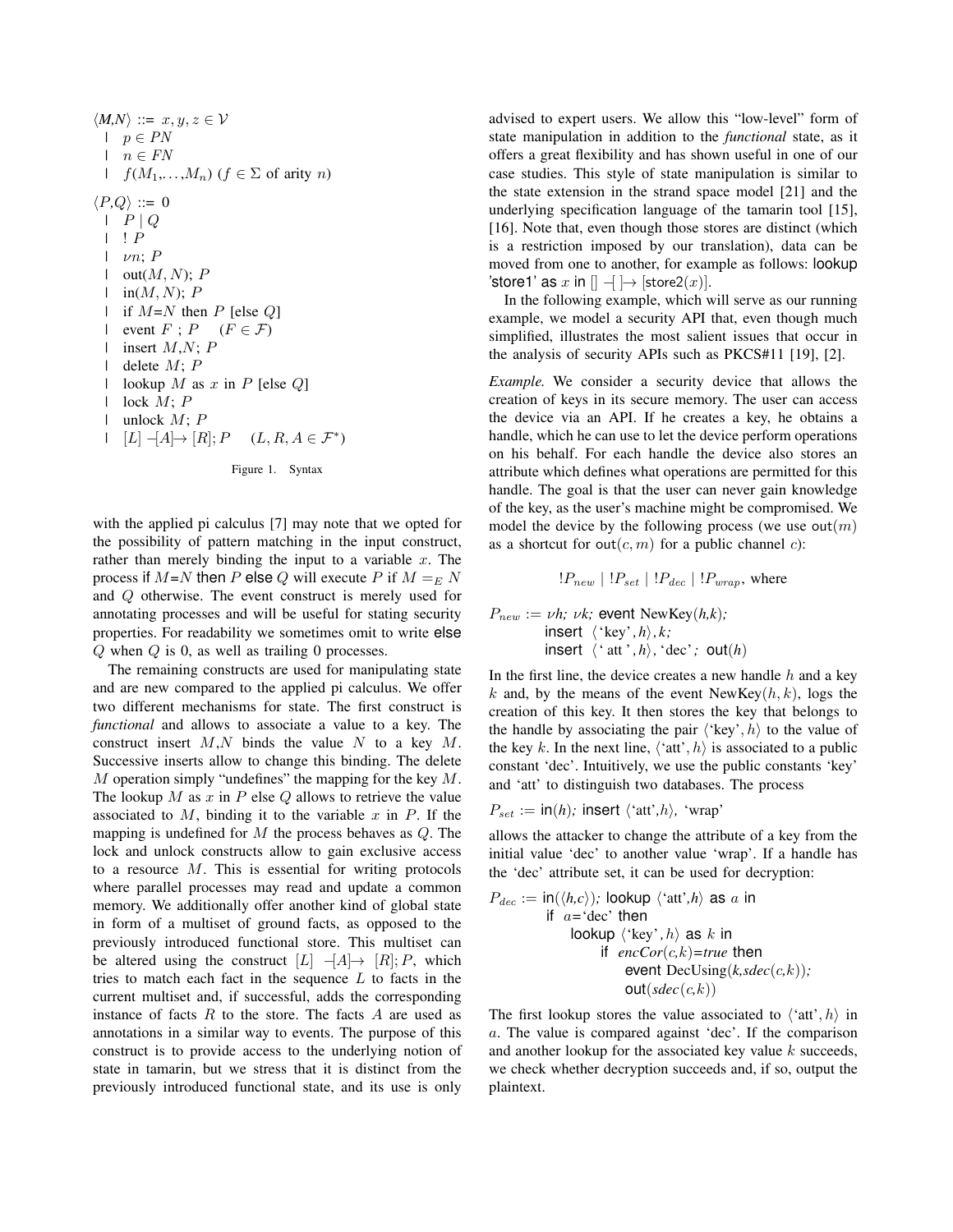$$
\begin{array}{rll}
\langle M,N \rangle & ::= & x, y, z \in \mathcal{V} \\
& | & p \in PN \\
& | & n \in FN \\
& | & f(M_1,\ldots,M_n)\ (f \in \Sigma \text{ of arity } n) \\
\langle P,Q \rangle & ::= & 0 \\
& | & P \mid Q \\
& | & !\,P \\
& | & \nu n;\ P \\
& | & \mathrm{out}(M,N);\ P \\
& | & \mathrm{in}(M,N);\ P \\
& | & \text{if } M\text{=}N \text{ then } P \text{ [else } Q\text{]} \\
& | & \text{event } F\ ;\ P \quad (F \in \mathcal{F}) \\
& | & \text{insert } M,N;\ P \\
& | & \text{delete } M;\ P \\
& | & \text{lookup } M \text{ as } x \text{ in } P \text{ [else } Q\text{]} \\
& | & \text{lock } M;\ P \\
& | & \text{unlock } M;\ P \\
& | & [L] \mathrel{-[A]\!\!\rightarrow} [R];P \quad (L,R,A \in \mathcal{F}^*)
\end{array}
$$

Figure 1. Syntax

with the applied pi calculus [7] may note that we opted for the possibility of pattern matching in the input construct, rather than merely binding the input to a variable $x$. The process if $M$=$N$ then $P$ else $Q$ will execute $P$ if $M =_E N$ and $Q$ otherwise. The event construct is merely used for annotating processes and will be useful for stating security properties. For readability we sometimes omit to write else $Q$ when $Q$ is 0, as well as trailing 0 processes.

The remaining constructs are used for manipulating state and are new compared to the applied pi calculus. We offer two different mechanisms for state. The first construct is *functional* and allows to associate a value to a key. The construct insert $M$,$N$ binds the value $N$ to a key $M$. Successive inserts allow to change this binding. The delete $M$ operation simply "undefines" the mapping for the key $M$. The lookup $M$ as $x$ in $P$ else $Q$ allows to retrieve the value associated to $M$, binding it to the variable $x$ in $P$. If the mapping is undefined for $M$ the process behaves as $Q$. The lock and unlock constructs allow to gain exclusive access to a resource $M$. This is essential for writing protocols where parallel processes may read and update a common memory. We additionally offer another kind of global state in form of a multiset of ground facts, as opposed to the previously introduced functional store. This multiset can be altered using the construct $[L] \mathrel{-[A]\!\!\rightarrow} [R]; P$, which tries to match each fact in the sequence $L$ to facts in the current multiset and, if successful, adds the corresponding instance of facts $R$ to the store. The facts $A$ are used as annotations in a similar way to events. The purpose of this construct is to provide access to the underlying notion of state in tamarin, but we stress that it is distinct from the previously introduced functional state, and its use is only advised to expert users. We allow this "low-level" form of state manipulation in addition to the *functional* state, as it offers a great flexibility and has shown useful in one of our case studies. This style of state manipulation is similar to the state extension in the strand space model [21] and the underlying specification language of the tamarin tool [15], [16]. Note that, even though those stores are distinct (which is a restriction imposed by our translation), data can be moved from one to another, for example as follows: lookup 'store1' as $x$ in $[] \mathrel{-[\,]\!\!\rightarrow} [\mathsf{store2}(x)]$.

In the following example, which will serve as our running example, we model a security API that, even though much simplified, illustrates the most salient issues that occur in the analysis of security APIs such as PKCS#11 [19], [2].

*Example.* We consider a security device that allows the creation of keys in its secure memory. The user can access the device via an API. If he creates a key, he obtains a handle, which he can use to let the device perform operations on his behalf. For each handle the device also stores an attribute which defines what operations are permitted for this handle. The goal is that the user can never gain knowledge of the key, as the user's machine might be compromised. We model the device by the following process (we use $\mathsf{out}(m)$ as a shortcut for $\mathsf{out}(c,m)$ for a public channel $c$):

$$!P_{new} \mid !P_{set} \mid !P_{dec} \mid !P_{wrap}, \text{ where}$$

$P_{new} := \nu h;\ \nu k;$ event $\mathrm{NewKey}(h,k)$;
  insert $\langle \text{'key'}, h\rangle, k$;
  insert $\langle \text{'att'}, h\rangle, \text{'dec'}$; out($h$)

In the first line, the device creates a new handle $h$ and a key $k$ and, by the means of the event $\mathrm{NewKey}(h,k)$, logs the creation of this key. It then stores the key that belongs to the handle by associating the pair $\langle \text{'key'}, h\rangle$ to the value of the key $k$. In the next line, $\langle \text{'att'}, h\rangle$ is associated to a public constant 'dec'. Intuitively, we use the public constants 'key' and 'att' to distinguish two databases. The process

$P_{set} :=$ in($h$); insert $\langle \text{'att'},h\rangle$, 'wrap'

allows the attacker to change the attribute of a key from the initial value 'dec' to another value 'wrap'. If a handle has the 'dec' attribute set, it can be used for decryption:

$P_{dec} :=$ in($\langle h,c\rangle$); lookup $\langle \text{'att'},h\rangle$ as $a$ in
  if $a$='dec' then
    lookup $\langle \text{'key'}, h\rangle$ as $k$ in
      if $encCor(c,k)$=$true$ then
        event $\mathrm{DecUsing}(k, sdec(c,k))$;
        out($sdec(c,k)$)

The first lookup stores the value associated to $\langle \text{'att'}, h\rangle$ in $a$. The value is compared against 'dec'. If the comparison and another lookup for the associated key value $k$ succeeds, we check whether decryption succeeds and, if so, output the plaintext.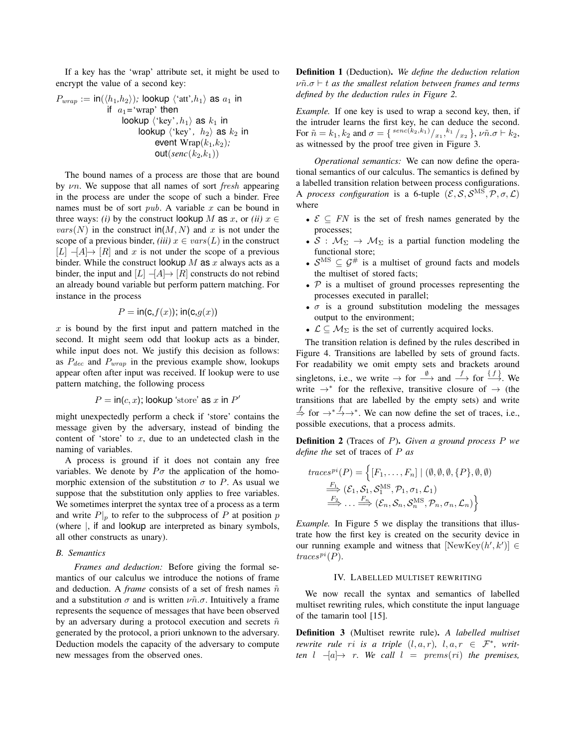If a key has the 'wrap' attribute set, it might be used to encrypt the value of a second key:

$$
\begin{aligned}
P_{wrap} := \ & \mathsf{in}(\langle h_1, h_2\rangle);\ \mathsf{lookup}\ \langle\text{'att'}, h_1\rangle\ \mathsf{as}\ a_1\ \mathsf{in}\\
& \quad \mathsf{if}\ \ a_1 = \text{'wrap'}\ \mathsf{then}\\
& \qquad \mathsf{lookup}\ \langle\text{'key'}, h_1\rangle\ \mathsf{as}\ k_1\ \mathsf{in}\\
& \qquad\quad \mathsf{lookup}\ \langle\text{'key'},\ h_2\rangle\ \mathsf{as}\ k_2\ \mathsf{in}\\
& \qquad\qquad \mathsf{event}\ \mathrm{Wrap}(k_1, k_2);\\
& \qquad\qquad \mathsf{out}(senc(k_2, k_1))
\end{aligned}
$$

The bound names of a process are those that are bound by $\nu n$. We suppose that all names of sort *fresh* appearing in the process are under the scope of such a binder. Free names must be of sort $pub$. A variable $x$ can be bound in three ways: *(i)* by the construct lookup $M$ as $x$, or *(ii)* $x \in vars(N)$ in the construct $\mathsf{in}(M, N)$ and $x$ is not under the scope of a previous binder, *(iii)* $x \in vars(L)$ in the construct $[L] -[A]\to [R]$ and $x$ is not under the scope of a previous binder. While the construct lookup $M$ as $x$ always acts as a binder, the input and $[L] -[A]\to [R]$ constructs do not rebind an already bound variable but perform pattern matching. For instance in the process

$$P = \mathsf{in}(\mathsf{c}, f(x));\ \mathsf{in}(\mathsf{c}, g(x))$$

$x$ is bound by the first input and pattern matched in the second. It might seem odd that lookup acts as a binder, while input does not. We justify this decision as follows: as $P_{dec}$ and $P_{wrap}$ in the previous example show, lookups appear often after input was received. If lookup were to use pattern matching, the following process

$$P = \mathsf{in}(c, x);\ \mathsf{lookup}\ \text{'store'}\ \mathsf{as}\ x\ \mathsf{in}\ P'$$

might unexpectedly perform a check if 'store' contains the message given by the adversary, instead of binding the content of 'store' to $x$, due to an undetected clash in the naming of variables.

A process is ground if it does not contain any free variables. We denote by $P\sigma$ the application of the homomorphic extension of the substitution $\sigma$ to $P$. As usual we suppose that the substitution only applies to free variables. We sometimes interpret the syntax tree of a process as a term and write $P|_p$ to refer to the subprocess of $P$ at position $p$ (where $|$, if and lookup are interpreted as binary symbols, all other constructs as unary).

### B. Semantics

*Frames and deduction:* Before giving the formal semantics of our calculus we introduce the notions of frame and deduction. A *frame* consists of a set of fresh names $\tilde{n}$ and a substitution $\sigma$ and is written $\nu\tilde{n}.\sigma$. Intuitively a frame represents the sequence of messages that have been observed by an adversary during a protocol execution and secrets $\tilde{n}$ generated by the protocol, a priori unknown to the adversary. Deduction models the capacity of the adversary to compute new messages from the observed ones.

**Definition 1** (Deduction). *We define the deduction relation $\nu\tilde{n}.\sigma \vdash t$ as the smallest relation between frames and terms defined by the deduction rules in Figure 2.*

*Example.* If one key is used to wrap a second key, then, if the intruder learns the first key, he can deduce the second. For $\tilde{n} = k_1, k_2$ and $\sigma = \{ ^{senc(k_2,k_1)}/_{x_1}, ^{k_1}/_{x_2} \}$, $\nu\tilde{n}.\sigma \vdash k_2$, as witnessed by the proof tree given in Figure 3.

*Operational semantics:* We can now define the operational semantics of our calculus. The semantics is defined by a labelled transition relation between process configurations. A *process configuration* is a 6-tuple $(\mathcal{E}, \mathcal{S}, \mathcal{S}^{\mathrm{MS}}, \mathcal{P}, \sigma, \mathcal{L})$ where

- $\mathcal{E} \subseteq FN$ is the set of fresh names generated by the processes;
- $\mathcal{S} : \mathcal{M}_\Sigma \to \mathcal{M}_\Sigma$ is a partial function modeling the functional store;
- $\mathcal{S}^{\mathrm{MS}} \subseteq \mathcal{G}^\#$ is a multiset of ground facts and models the multiset of stored facts;
- $\mathcal{P}$ is a multiset of ground processes representing the processes executed in parallel;
- $\sigma$ is a ground substitution modeling the messages output to the environment;
- $\mathcal{L} \subseteq \mathcal{M}_\Sigma$ is the set of currently acquired locks.

The transition relation is defined by the rules described in Figure 4. Transitions are labelled by sets of ground facts. For readability we omit empty sets and brackets around singletons, i.e., we write $\to$ for $\xrightarrow{\emptyset}$ and $\xrightarrow{f}$ for $\xrightarrow{\{f\}}$. We write $\to^*$ for the reflexive, transitive closure of $\to$ (the transitions that are labelled by the empty sets) and write $\overset{f}{\Rightarrow}$ for $\to^* \xrightarrow{f} \to^*$. We can now define the set of traces, i.e., possible executions, that a process admits.

**Definition 2** (Traces of $P$). *Given a ground process $P$ we define the* set of traces of $P$ *as*

$$
\begin{aligned}
traces^{pi}(P) = \Big\{ [F_1, \ldots, F_n] \mid\ & (\emptyset, \emptyset, \emptyset, \{P\}, \emptyset, \emptyset)\\
& \overset{F_1}{\Longrightarrow} (\mathcal{E}_1, \mathcal{S}_1, \mathcal{S}_1^{\mathrm{MS}}, \mathcal{P}_1, \sigma_1, \mathcal{L}_1)\\
& \overset{F_2}{\Longrightarrow} \ldots \overset{F_n}{\Longrightarrow} (\mathcal{E}_n, \mathcal{S}_n, \mathcal{S}_n^{\mathrm{MS}}, \mathcal{P}_n, \sigma_n, \mathcal{L}_n) \Big\}
\end{aligned}
$$

*Example.* In Figure 5 we display the transitions that illustrate how the first key is created on the security device in our running example and witness that $[\mathrm{NewKey}(h', k')] \in traces^{pi}(P)$.

## IV. Labelled multiset rewriting

We now recall the syntax and semantics of labelled multiset rewriting rules, which constitute the input language of the tamarin tool [15].

**Definition 3** (Multiset rewrite rule). *A labelled multiset rewrite rule $ri$ is a triple $(l, a, r)$, $l, a, r \in \mathcal{F}^*$, written $l -[a]\to r$. We call $l = prems(ri)$ the premises,*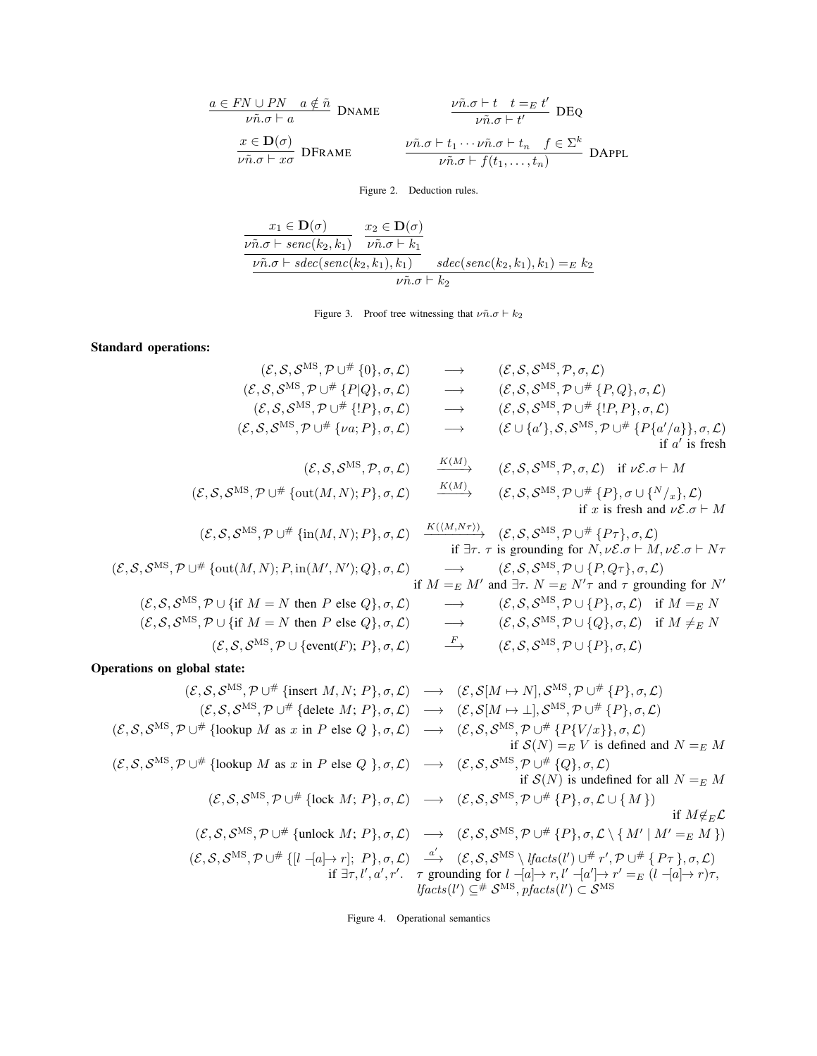$$\frac{a \in FN \cup PN \quad a \notin \tilde{n}}{\nu\tilde{n}.\sigma \vdash a}\ \text{DName} \qquad \frac{\nu\tilde{n}.\sigma \vdash t \quad t =_E t'}{\nu\tilde{n}.\sigma \vdash t'}\ \text{DEq}$$

$$\frac{x \in \mathbf{D}(\sigma)}{\nu\tilde{n}.\sigma \vdash x\sigma}\ \text{DFrame} \qquad \frac{\nu\tilde{n}.\sigma \vdash t_1 \cdots \nu\tilde{n}.\sigma \vdash t_n \quad f \in \Sigma^k}{\nu\tilde{n}.\sigma \vdash f(t_1,\ldots,t_n)}\ \text{DAppl}$$

Figure 2. Deduction rules.

$$\cfrac{\cfrac{\cfrac{x_1 \in \mathbf{D}(\sigma)}{\nu\tilde{n}.\sigma \vdash \mathit{senc}(k_2,k_1)} \quad \cfrac{x_2 \in \mathbf{D}(\sigma)}{\nu\tilde{n}.\sigma \vdash k_1}}{\nu\tilde{n}.\sigma \vdash \mathit{sdec}(\mathit{senc}(k_2,k_1),k_1)} \quad \mathit{sdec}(\mathit{senc}(k_2,k_1),k_1) =_E k_2}{\nu\tilde{n}.\sigma \vdash k_2}$$

Figure 3. Proof tree witnessing that $\nu\tilde{n}.\sigma \vdash k_2$

**Standard operations:**

$$
\begin{array}{rcl}
(\mathcal{E},\mathcal{S},\mathcal{S}^{\text{MS}},\mathcal{P}\cup^{\#}\{0\},\sigma,\mathcal{L}) & \longrightarrow & (\mathcal{E},\mathcal{S},\mathcal{S}^{\text{MS}},\mathcal{P},\sigma,\mathcal{L}) \\
(\mathcal{E},\mathcal{S},\mathcal{S}^{\text{MS}},\mathcal{P}\cup^{\#}\{P|Q\},\sigma,\mathcal{L}) & \longrightarrow & (\mathcal{E},\mathcal{S},\mathcal{S}^{\text{MS}},\mathcal{P}\cup^{\#}\{P,Q\},\sigma,\mathcal{L}) \\
(\mathcal{E},\mathcal{S},\mathcal{S}^{\text{MS}},\mathcal{P}\cup^{\#}\{!P\},\sigma,\mathcal{L}) & \longrightarrow & (\mathcal{E},\mathcal{S},\mathcal{S}^{\text{MS}},\mathcal{P}\cup^{\#}\{!P,P\},\sigma,\mathcal{L}) \\
(\mathcal{E},\mathcal{S},\mathcal{S}^{\text{MS}},\mathcal{P}\cup^{\#}\{\nu a;P\},\sigma,\mathcal{L}) & \longrightarrow & (\mathcal{E}\cup\{a'\},\mathcal{S},\mathcal{S}^{\text{MS}},\mathcal{P}\cup^{\#}\{P\{a'/a\}\},\sigma,\mathcal{L}) \\
& & \text{if } a' \text{ is fresh} \\
(\mathcal{E},\mathcal{S},\mathcal{S}^{\text{MS}},\mathcal{P},\sigma,\mathcal{L}) & \xrightarrow{K(M)} & (\mathcal{E},\mathcal{S},\mathcal{S}^{\text{MS}},\mathcal{P},\sigma,\mathcal{L}) \quad \text{if } \nu\mathcal{E}.\sigma \vdash M \\
(\mathcal{E},\mathcal{S},\mathcal{S}^{\text{MS}},\mathcal{P}\cup^{\#}\{\text{out}(M,N);P\},\sigma,\mathcal{L}) & \xrightarrow{K(M)} & (\mathcal{E},\mathcal{S},\mathcal{S}^{\text{MS}},\mathcal{P}\cup^{\#}\{P\},\sigma\cup\{^{N}/_{x}\},\mathcal{L}) \\
& & \text{if } x \text{ is fresh and } \nu\mathcal{E}.\sigma \vdash M \\
(\mathcal{E},\mathcal{S},\mathcal{S}^{\text{MS}},\mathcal{P}\cup^{\#}\{\text{in}(M,N);P\},\sigma,\mathcal{L}) & \xrightarrow{K(\langle M,N\tau\rangle)} & (\mathcal{E},\mathcal{S},\mathcal{S}^{\text{MS}},\mathcal{P}\cup^{\#}\{P\tau\},\sigma,\mathcal{L}) \\
& & \text{if } \exists\tau.\ \tau \text{ is grounding for } N, \nu\mathcal{E}.\sigma\vdash M, \nu\mathcal{E}.\sigma \vdash N\tau \\
(\mathcal{E},\mathcal{S},\mathcal{S}^{\text{MS}},\mathcal{P}\cup^{\#}\{\text{out}(M,N);P,\text{in}(M',N');Q\},\sigma,\mathcal{L}) & \longrightarrow & (\mathcal{E},\mathcal{S},\mathcal{S}^{\text{MS}},\mathcal{P}\cup\{P,Q\tau\},\sigma,\mathcal{L}) \\
& & \text{if } M =_E M' \text{ and } \exists\tau.\ N =_E N'\tau \text{ and } \tau \text{ grounding for } N' \\
(\mathcal{E},\mathcal{S},\mathcal{S}^{\text{MS}},\mathcal{P}\cup\{\text{if } M=N \text{ then } P \text{ else } Q\},\sigma,\mathcal{L}) & \longrightarrow & (\mathcal{E},\mathcal{S},\mathcal{S}^{\text{MS}},\mathcal{P}\cup\{P\},\sigma,\mathcal{L}) \quad \text{if } M =_E N \\
(\mathcal{E},\mathcal{S},\mathcal{S}^{\text{MS}},\mathcal{P}\cup\{\text{if } M=N \text{ then } P \text{ else } Q\},\sigma,\mathcal{L}) & \longrightarrow & (\mathcal{E},\mathcal{S},\mathcal{S}^{\text{MS}},\mathcal{P}\cup\{Q\},\sigma,\mathcal{L}) \quad \text{if } M \neq_E N \\
(\mathcal{E},\mathcal{S},\mathcal{S}^{\text{MS}},\mathcal{P}\cup\{\text{event}(F);\ P\},\sigma,\mathcal{L}) & \xrightarrow{F} & (\mathcal{E},\mathcal{S},\mathcal{S}^{\text{MS}},\mathcal{P}\cup\{P\},\sigma,\mathcal{L})
\end{array}
$$

**Operations on global state:**

$$
\begin{array}{rcl}
(\mathcal{E},\mathcal{S},\mathcal{S}^{\text{MS}},\mathcal{P}\cup^{\#}\{\text{insert } M,N;\ P\},\sigma,\mathcal{L}) & \longrightarrow & (\mathcal{E},\mathcal{S}[M\mapsto N],\mathcal{S}^{\text{MS}},\mathcal{P}\cup^{\#}\{P\},\sigma,\mathcal{L}) \\
(\mathcal{E},\mathcal{S},\mathcal{S}^{\text{MS}},\mathcal{P}\cup^{\#}\{\text{delete } M;\ P\},\sigma,\mathcal{L}) & \longrightarrow & (\mathcal{E},\mathcal{S}[M\mapsto\bot],\mathcal{S}^{\text{MS}},\mathcal{P}\cup^{\#}\{P\},\sigma,\mathcal{L}) \\
(\mathcal{E},\mathcal{S},\mathcal{S}^{\text{MS}},\mathcal{P}\cup^{\#}\{\text{lookup } M \text{ as } x \text{ in } P \text{ else } Q\ \},\sigma,\mathcal{L}) & \longrightarrow & (\mathcal{E},\mathcal{S},\mathcal{S}^{\text{MS}},\mathcal{P}\cup^{\#}\{P\{V/x\}\},\sigma,\mathcal{L}) \\
& & \text{if } \mathcal{S}(N) =_E V \text{ is defined and } N =_E M \\
(\mathcal{E},\mathcal{S},\mathcal{S}^{\text{MS}},\mathcal{P}\cup^{\#}\{\text{lookup } M \text{ as } x \text{ in } P \text{ else } Q\ \},\sigma,\mathcal{L}) & \longrightarrow & (\mathcal{E},\mathcal{S},\mathcal{S}^{\text{MS}},\mathcal{P}\cup^{\#}\{Q\},\sigma,\mathcal{L}) \\
& & \text{if } \mathcal{S}(N) \text{ is undefined for all } N =_E M \\
(\mathcal{E},\mathcal{S},\mathcal{S}^{\text{MS}},\mathcal{P}\cup^{\#}\{\text{lock } M;\ P\},\sigma,\mathcal{L}) & \longrightarrow & (\mathcal{E},\mathcal{S},\mathcal{S}^{\text{MS}},\mathcal{P}\cup^{\#}\{P\},\sigma,\mathcal{L}\cup\{\,M\,\}) \\
& & \text{if } M \notin_E \mathcal{L} \\
(\mathcal{E},\mathcal{S},\mathcal{S}^{\text{MS}},\mathcal{P}\cup^{\#}\{\text{unlock } M;\ P\},\sigma,\mathcal{L}) & \longrightarrow & (\mathcal{E},\mathcal{S},\mathcal{S}^{\text{MS}},\mathcal{P}\cup^{\#}\{P\},\sigma,\mathcal{L}\setminus\{\,M' \mid M' =_E M\,\}) \\
(\mathcal{E},\mathcal{S},\mathcal{S}^{\text{MS}},\mathcal{P}\cup^{\#}\{[l \,-[a]\!\!\rightarrow r];\ P\},\sigma,\mathcal{L}) & \xrightarrow{a'} & (\mathcal{E},\mathcal{S},\mathcal{S}^{\text{MS}}\setminus \mathit{lfacts}(l')\cup^{\#} r',\mathcal{P}\cup^{\#}\{\,P\tau\,\},\sigma,\mathcal{L}) \\
& & \text{if } \exists\tau,l',a',r'.\ \ \tau \text{ grounding for } l \,-[a]\!\!\rightarrow r,\ l' \,-[a']\!\!\rightarrow r' =_E (l \,-[a]\!\!\rightarrow r)\tau, \\
& & \mathit{lfacts}(l') \subseteq^{\#} \mathcal{S}^{\text{MS}},\ \mathit{pfacts}(l') \subset \mathcal{S}^{\text{MS}}
\end{array}
$$

Figure 4. Operational semantics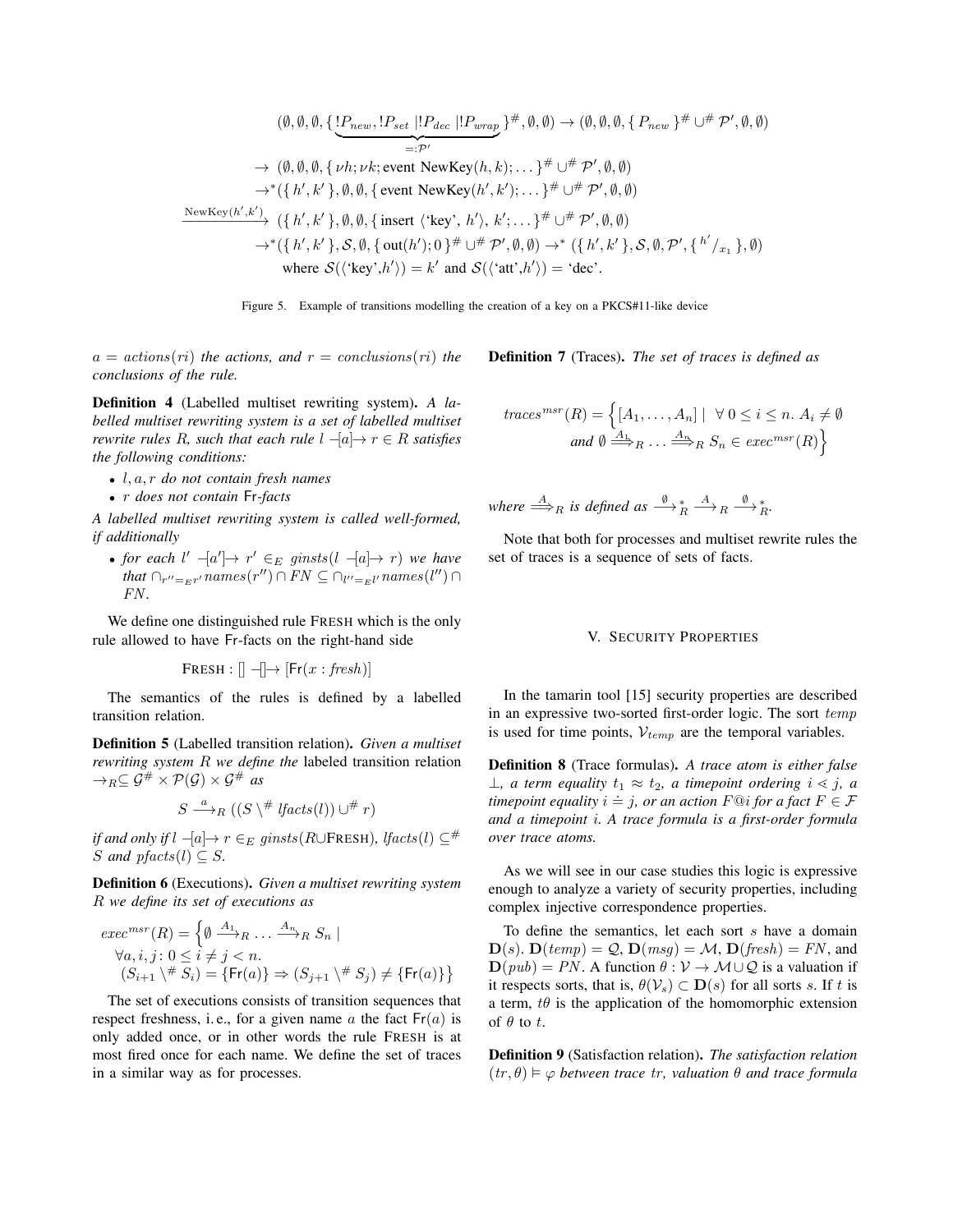$$
\begin{aligned}
&(\emptyset,\emptyset,\emptyset,\{\underbrace{!P_{new}, !P_{set}\ |!P_{dec}\ |!P_{wrap}}_{=:\mathcal{P}'}\}^{\#},\emptyset,\emptyset) \rightarrow (\emptyset,\emptyset,\emptyset,\{\ P_{new}\ \}^{\#} \cup^{\#} \mathcal{P}',\emptyset,\emptyset)\\
&\rightarrow\ (\emptyset,\emptyset,\emptyset,\{\ \nu h; \nu k; \text{event NewKey}(h,k);\dots\}^{\#} \cup^{\#} \mathcal{P}',\emptyset,\emptyset)\\
&\rightarrow^{*}(\{\ h',k'\ \},\emptyset,\emptyset,\{\ \text{event NewKey}(h',k');\dots\}^{\#} \cup^{\#} \mathcal{P}',\emptyset,\emptyset)\\
&\xrightarrow{\text{NewKey}(h',k')}\ (\{\ h',k'\ \},\emptyset,\emptyset,\{\ \text{insert}\ \langle\text{`key'},\ h'\rangle,\ k';\dots\}^{\#} \cup^{\#} \mathcal{P}',\emptyset,\emptyset)\\
&\rightarrow^{*}(\{\ h',k'\ \},\mathcal{S},\emptyset,\{\ \text{out}(h');0\ \}^{\#} \cup^{\#} \mathcal{P}',\emptyset,\emptyset) \rightarrow^{*}\ (\{\ h',k'\ \},\mathcal{S},\emptyset,\mathcal{P}',\{\ ^{h'}/_{x_1}\ \},\emptyset)\\
&\qquad \text{where } \mathcal{S}(\langle\text{`key'},h'\rangle) = k' \text{ and } \mathcal{S}(\langle\text{`att'},h'\rangle) = \text{`dec'}.
\end{aligned}
$$

Figure 5. Example of transitions modelling the creation of a key on a PKCS#11-like device

*$a = actions(ri)$ the actions, and $r = conclusions(ri)$ the conclusions of the rule.*

**Definition 4** (Labelled multiset rewriting system). *A labelled multiset rewriting system is a set of labelled multiset rewrite rules $R$, such that each rule $l\ -[a]\rightarrow\ r \in R$ satisfies the following conditions:*

- *$l, a, r$ do not contain fresh names*
- *$r$ does not contain $\mathsf{Fr}$-facts*

*A labelled multiset rewriting system is called well-formed, if additionally*

- *for each $l'\ -[a']\rightarrow\ r' \in_E ginsts(l\ -[a]\rightarrow\ r)$ we have that $\cap_{r''=_E r'} names(r'') \cap FN \subseteq \cap_{l''=_E l'} names(l'') \cap FN$.*

We define one distinguished rule FRESH which is the only rule allowed to have Fr-facts on the right-hand side

$$
\text{FRESH} : []\ -[]\rightarrow\ [\mathsf{Fr}(x : \mathit{fresh})]
$$

The semantics of the rules is defined by a labelled transition relation.

**Definition 5** (Labelled transition relation). *Given a multiset rewriting system $R$ we define the* labeled transition relation *$\rightarrow_R \subseteq \mathcal{G}^{\#} \times \mathcal{P}(\mathcal{G}) \times \mathcal{G}^{\#}$ as*

$$
S \xrightarrow{a}_R ((S \setminus^{\#} lfacts(l)) \cup^{\#} r)
$$

*if and only if $l\ -[a]\rightarrow\ r \in_E ginsts(R \cup \text{FRESH})$, $lfacts(l) \subseteq^{\#} S$ and $pfacts(l) \subseteq S$.*

**Definition 6** (Executions). *Given a multiset rewriting system $R$ we define its set of executions as*

$$
\begin{aligned}
exec^{msr}(R) = \Big\{ &\emptyset \xrightarrow{A_1}_R \dots \xrightarrow{A_n}_R S_n \mid\\
&\forall a,i,j\colon 0 \le i \ne j < n.\\
&(S_{i+1} \setminus^{\#} S_i) = \{\mathsf{Fr}(a)\} \Rightarrow (S_{j+1} \setminus^{\#} S_j) \ne \{\mathsf{Fr}(a)\}\Big\}
\end{aligned}
$$

The set of executions consists of transition sequences that respect freshness, i. e., for a given name $a$ the fact $\mathsf{Fr}(a)$ is only added once, or in other words the rule FRESH is at most fired once for each name. We define the set of traces in a similar way as for processes.

**Definition 7** (Traces). *The set of traces is defined as*

$$
\begin{aligned}
traces^{msr}(R) = \Big\{ &[A_1, \dots, A_n] \mid\ \forall\, 0 \le i \le n.\ A_i \ne \emptyset\\
&\text{and } \emptyset \overset{A_1}{\Longrightarrow}_R \dots \overset{A_n}{\Longrightarrow}_R S_n \in exec^{msr}(R)\Big\}
\end{aligned}
$$

*where $\overset{A}{\Longrightarrow}_R$ is defined as $\xrightarrow{\emptyset}{}^{*}_R \xrightarrow{A}_R \xrightarrow{\emptyset}{}^{*}_R$.*

Note that both for processes and multiset rewrite rules the set of traces is a sequence of sets of facts.

## V. SECURITY PROPERTIES

In the tamarin tool [15] security properties are described in an expressive two-sorted first-order logic. The sort $temp$ is used for time points, $\mathcal{V}_{temp}$ are the temporal variables.

**Definition 8** (Trace formulas). *A trace atom is either false $\bot$, a term equality $t_1 \approx t_2$, a timepoint ordering $i \lessdot j$, a timepoint equality $i \doteq j$, or an action $F@i$ for a fact $F \in \mathcal{F}$ and a timepoint $i$. A trace formula is a first-order formula over trace atoms.*

As we will see in our case studies this logic is expressive enough to analyze a variety of security properties, including complex injective correspondence properties.

To define the semantics, let each sort $s$ have a domain $\mathbf{D}(s)$. $\mathbf{D}(temp) = \mathcal{Q}$, $\mathbf{D}(msg) = \mathcal{M}$, $\mathbf{D}(fresh) = FN$, and $\mathbf{D}(pub) = PN$. A function $\theta : \mathcal{V} \rightarrow \mathcal{M} \cup \mathcal{Q}$ is a valuation if it respects sorts, that is, $\theta(\mathcal{V}_s) \subset \mathbf{D}(s)$ for all sorts $s$. If $t$ is a term, $t\theta$ is the application of the homomorphic extension of $\theta$ to $t$.

**Definition 9** (Satisfaction relation). *The satisfaction relation $(tr, \theta) \vDash \varphi$ between trace $tr$, valuation $\theta$ and trace formula*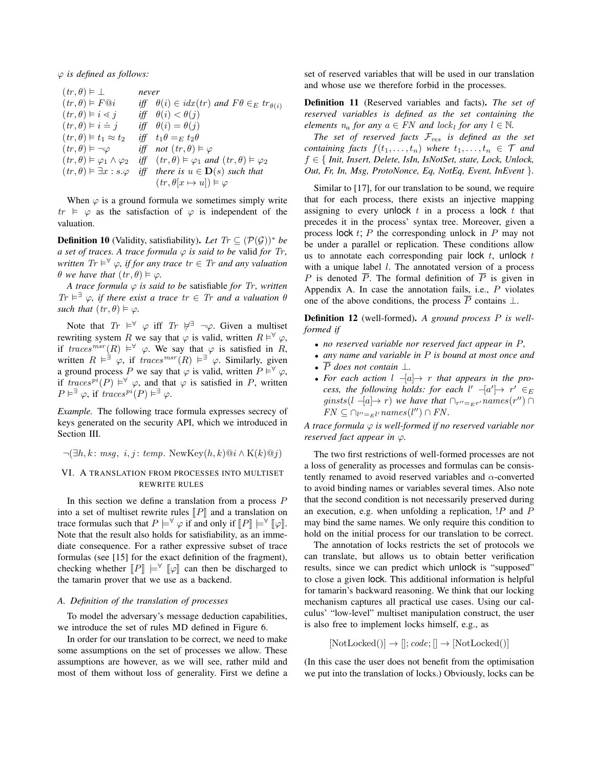*$\varphi$ is defined as follows:*

$$
\begin{array}{lll}
(tr,\theta) \vDash \bot & \textit{never} & \\
(tr,\theta) \vDash F@i & \textit{iff} & \theta(i) \in idx(tr) \text{ and } F\theta \in_E tr_{\theta(i)} \\
(tr,\theta) \vDash i \lessdot j & \textit{iff} & \theta(i) < \theta(j) \\
(tr,\theta) \vDash i \doteq j & \textit{iff} & \theta(i) = \theta(j) \\
(tr,\theta) \vDash t_1 \approx t_2 & \textit{iff} & t_1\theta =_E t_2\theta \\
(tr,\theta) \vDash \neg\varphi & \textit{iff} & \textit{not } (tr,\theta) \vDash \varphi \\
(tr,\theta) \vDash \varphi_1 \wedge \varphi_2 & \textit{iff} & (tr,\theta) \vDash \varphi_1 \text{ and } (tr,\theta) \vDash \varphi_2 \\
(tr,\theta) \vDash \exists x : s.\varphi & \textit{iff} & \text{there is } u \in \mathbf{D}(s) \text{ such that} \\
 & & (tr,\theta[x \mapsto u]) \vDash \varphi
\end{array}
$$

When $\varphi$ is a ground formula we sometimes simply write $tr \vDash \varphi$ as the satisfaction of $\varphi$ is independent of the valuation.

**Definition 10** (Validity, satisfiability). *Let $Tr \subseteq (\mathcal{P}(\mathcal{G}))^*$ be a set of traces. A trace formula $\varphi$ is said to be* valid *for $Tr$, written $Tr \vDash^{\forall} \varphi$, if for any trace $tr \in Tr$ and any valuation $\theta$ we have that $(tr,\theta) \vDash \varphi$.*

*A trace formula $\varphi$ is said to be* satisfiable *for $Tr$, written $Tr \vDash^{\exists} \varphi$, if there exist a trace $tr \in Tr$ and a valuation $\theta$ such that $(tr,\theta) \vDash \varphi$.*

Note that $Tr \vDash^{\forall} \varphi$ iff $Tr \nvDash^{\exists} \neg\varphi$. Given a multiset rewriting system $R$ we say that $\varphi$ is valid, written $R \vDash^{\forall} \varphi$, if $traces^{msr}(R) \vDash^{\forall} \varphi$. We say that $\varphi$ is satisfied in $R$, written $R \vDash^{\exists} \varphi$, if $traces^{msr}(R) \vDash^{\exists} \varphi$. Similarly, given a ground process $P$ we say that $\varphi$ is valid, written $P \vDash^{\forall} \varphi$, if $traces^{pi}(P) \vDash^{\forall} \varphi$, and that $\varphi$ is satisfied in $P$, written $P \vDash^{\exists} \varphi$, if $traces^{pi}(P) \vDash^{\exists} \varphi$.

*Example.* The following trace formula expresses secrecy of keys generated on the security API, which we introduced in Section III.

$$\neg(\exists h, k\colon msg,\ i, j\colon temp.\ \mathrm{NewKey}(h,k)@i \wedge \mathrm{K}(k)@j)$$

## VI. A translation from processes into multiset rewrite rules

In this section we define a translation from a process $P$ into a set of multiset rewrite rules $[\![P]\!]$ and a translation on trace formulas such that $P \models^{\forall} \varphi$ if and only if $[\![P]\!] \models^{\forall} [\![\varphi]\!]$. Note that the result also holds for satisfiability, as an immediate consequence. For a rather expressive subset of trace formulas (see [15] for the exact definition of the fragment), checking whether $[\![P]\!] \models^{\forall} [\![\varphi]\!]$ can then be discharged to the tamarin prover that we use as a backend.

### A. Definition of the translation of processes

To model the adversary's message deduction capabilities, we introduce the set of rules MD defined in Figure 6.

In order for our translation to be correct, we need to make some assumptions on the set of processes we allow. These assumptions are however, as we will see, rather mild and most of them without loss of generality. First we define a set of reserved variables that will be used in our translation and whose use we therefore forbid in the processes.

**Definition 11** (Reserved variables and facts). *The set of reserved variables is defined as the set containing the elements $n_a$ for any $a \in FN$ and $lock_l$ for any $l \in \mathbb{N}$.*

*The set of reserved facts $\mathcal{F}_{res}$ is defined as the set containing facts $f(t_1, \ldots, t_n)$ where $t_1, \ldots, t_n \in \mathcal{T}$ and $f \in$ { Init, Insert, Delete, IsIn, IsNotSet, state, Lock, Unlock, Out, Fr, In, Msg, ProtoNonce, Eq, NotEq, Event, InEvent }.*

Similar to [17], for our translation to be sound, we require that for each process, there exists an injective mapping assigning to every unlock $t$ in a process a lock $t$ that precedes it in the process' syntax tree. Moreover, given a process lock $t$; $P$ the corresponding unlock in $P$ may not be under a parallel or replication. These conditions allow us to annotate each corresponding pair lock $t$, unlock $t$ with a unique label $l$. The annotated version of a process $P$ is denoted $\overline{P}$. The formal definition of $\overline{P}$ is given in Appendix A. In case the annotation fails, i.e., $P$ violates one of the above conditions, the process $\overline{P}$ contains $\bot$.

**Definition 12** (well-formed). *A ground process $P$ is well-formed if*

- *no reserved variable nor reserved fact appear in $P$,*
- *any name and variable in $P$ is bound at most once and*
- *$\overline{P}$ does not contain $\bot$.*
- *For each action $l \,-\![a]\!\rightarrow\, r$ that appears in the process, the following holds: for each $l' \,-\![a']\!\rightarrow\, r' \in_E ginsts(l \,-\![a]\!\rightarrow\, r)$ we have that $\cap_{r''=_E r'} names(r'') \cap FN \subseteq \cap_{l''=_E l'} names(l'') \cap FN$.*

*A trace formula $\varphi$ is well-formed if no reserved variable nor reserved fact appear in $\varphi$.*

The two first restrictions of well-formed processes are not a loss of generality as processes and formulas can be consistently renamed to avoid reserved variables and $\alpha$-converted to avoid binding names or variables several times. Also note that the second condition is not necessarily preserved during an execution, e.g. when unfolding a replication, $!P$ and $P$ may bind the same names. We only require this condition to hold on the initial process for our translation to be correct.

The annotation of locks restricts the set of protocols we can translate, but allows us to obtain better verification results, since we can predict which unlock is "supposed" to close a given lock. This additional information is helpful for tamarin's backward reasoning. We think that our locking mechanism captures all practical use cases. Using our calculus' "low-level" multiset manipulation construct, the user is also free to implement locks himself, e.g., as

$$[\mathrm{NotLocked}()] \rightarrow [];\, code;\, [] \rightarrow [\mathrm{NotLocked}()]$$

(In this case the user does not benefit from the optimisation we put into the translation of locks.) Obviously, locks can be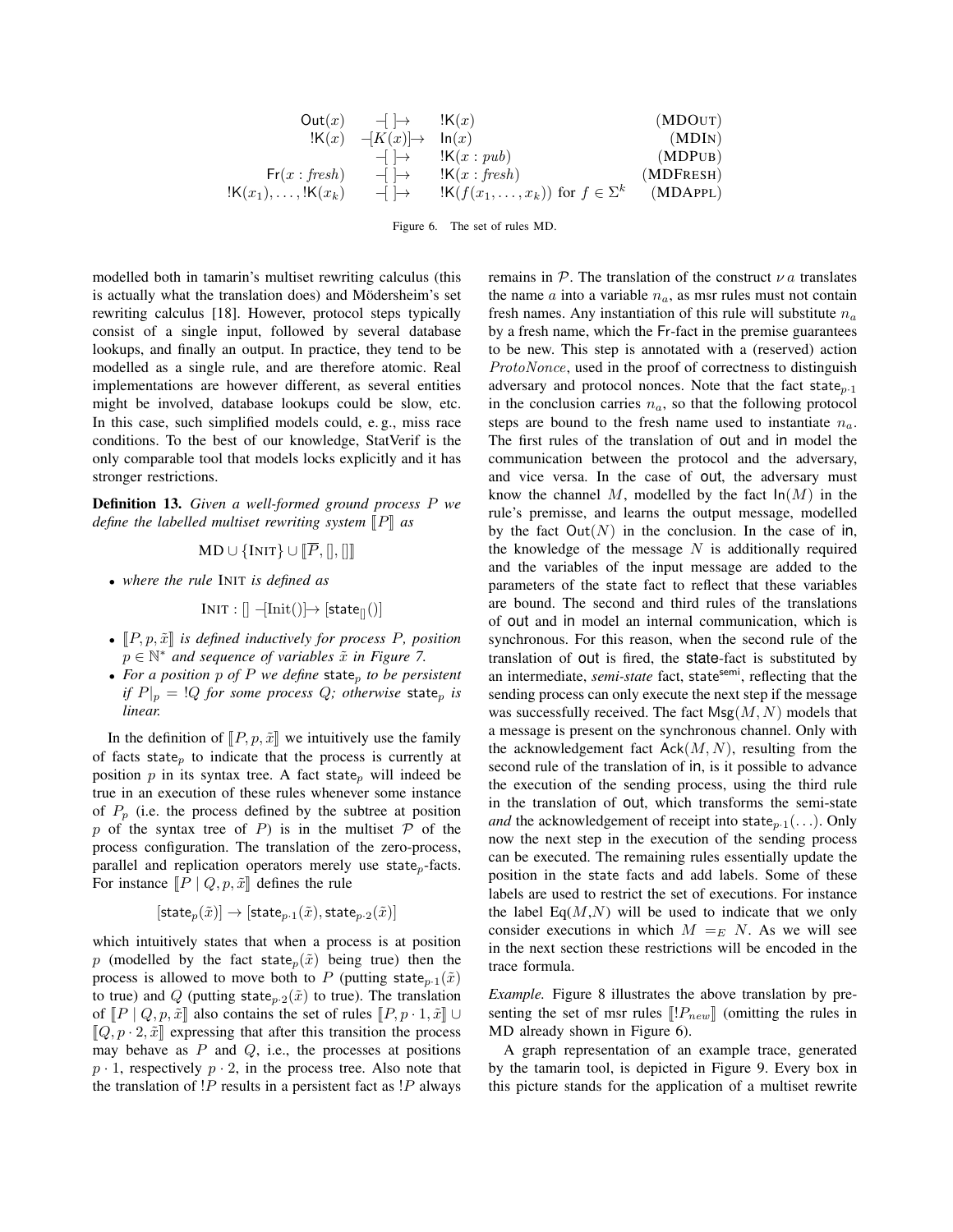$$
\begin{array}{rcll}
\mathsf{Out}(x) & -[\,]\rightarrow & !\mathsf{K}(x) & \text{(MDOut)}\\
!\mathsf{K}(x) & -[K(x)]\rightarrow & \mathsf{In}(x) & \text{(MDIn)}\\
 & -[\,]\rightarrow & !\mathsf{K}(x:pub) & \text{(MDPub)}\\
\mathsf{Fr}(x:fresh) & -[\,]\rightarrow & !\mathsf{K}(x:fresh) & \text{(MDFresh)}\\
!\mathsf{K}(x_1),\ldots,!\mathsf{K}(x_k) & -[\,]\rightarrow & !\mathsf{K}(f(x_1,\ldots,x_k)) \text{ for } f\in\Sigma^k & \text{(MDAppl)}
\end{array}
$$

Figure 6. The set of rules MD.

modelled both in tamarin's multiset rewriting calculus (this is actually what the translation does) and Mödersheim's set rewriting calculus [18]. However, protocol steps typically consist of a single input, followed by several database lookups, and finally an output. In practice, they tend to be modelled as a single rule, and are therefore atomic. Real implementations are however different, as several entities might be involved, database lookups could be slow, etc. In this case, such simplified models could, e. g., miss race conditions. To the best of our knowledge, StatVerif is the only comparable tool that models locks explicitly and it has stronger restrictions.

**Definition 13.** *Given a well-formed ground process $P$ we define the labelled multiset rewriting system $[\![P]\!]$ as*

$$\mathrm{MD} \cup \{\mathrm{Init}\} \cup [\![\overline{P}, [], []]\!]$$

- *where the rule* Init *is defined as*

$$\mathrm{Init} : [] \;-[\mathrm{Init}()]\rightarrow [\mathsf{state}_{[]}()]$$

- *$[\![P, p, \tilde{x}]\!]$ is defined inductively for process $P$, position $p \in \mathbb{N}^*$ and sequence of variables $\tilde{x}$ in Figure 7.*
- *For a position $p$ of $P$ we define $\mathsf{state}_p$ to be persistent if $P|_p = !Q$ for some process $Q$; otherwise $\mathsf{state}_p$ is linear.*

In the definition of $[\![P, p, \tilde{x}]\!]$ we intuitively use the family of facts $\mathsf{state}_p$ to indicate that the process is currently at position $p$ in its syntax tree. A fact $\mathsf{state}_p$ will indeed be true in an execution of these rules whenever some instance of $P_p$ (i.e. the process defined by the subtree at position $p$ of the syntax tree of $P$) is in the multiset $\mathcal{P}$ of the process configuration. The translation of the zero-process, parallel and replication operators merely use $\mathsf{state}_p$-facts. For instance $[\![P \mid Q, p, \tilde{x}]\!]$ defines the rule

$$[\mathsf{state}_p(\tilde{x})] \rightarrow [\mathsf{state}_{p\cdot 1}(\tilde{x}), \mathsf{state}_{p\cdot 2}(\tilde{x})]$$

which intuitively states that when a process is at position $p$ (modelled by the fact $\mathsf{state}_p(\tilde{x})$ being true) then the process is allowed to move both to $P$ (putting $\mathsf{state}_{p\cdot 1}(\tilde{x})$ to true) and $Q$ (putting $\mathsf{state}_{p\cdot 2}(\tilde{x})$ to true). The translation of $[\![P \mid Q, p, \tilde{x}]\!]$ also contains the set of rules $[\![P, p\cdot 1, \tilde{x}]\!] \cup [\![Q, p\cdot 2, \tilde{x}]\!]$ expressing that after this transition the process may behave as $P$ and $Q$, i.e., the processes at positions $p \cdot 1$, respectively $p \cdot 2$, in the process tree. Also note that the translation of $!P$ results in a persistent fact as $!P$ always remains in $\mathcal{P}$. The translation of the construct $\nu\, a$ translates the name $a$ into a variable $n_a$, as msr rules must not contain fresh names. Any instantiation of this rule will substitute $n_a$ by a fresh name, which the $\mathsf{Fr}$-fact in the premise guarantees to be new. This step is annotated with a (reserved) action $ProtoNonce$, used in the proof of correctness to distinguish adversary and protocol nonces. Note that the fact $\mathsf{state}_{p\cdot 1}$ in the conclusion carries $n_a$, so that the following protocol steps are bound to the fresh name used to instantiate $n_a$. The first rules of the translation of $\mathsf{out}$ and $\mathsf{in}$ model the communication between the protocol and the adversary, and vice versa. In the case of $\mathsf{out}$, the adversary must know the channel $M$, modelled by the fact $\mathsf{In}(M)$ in the rule's premisse, and learns the output message, modelled by the fact $\mathsf{Out}(N)$ in the conclusion. In the case of $\mathsf{in}$, the knowledge of the message $N$ is additionally required and the variables of the input message are added to the parameters of the $\mathsf{state}$ fact to reflect that these variables are bound. The second and third rules of the translations of $\mathsf{out}$ and $\mathsf{in}$ model an internal communication, which is synchronous. For this reason, when the second rule of the translation of $\mathsf{out}$ is fired, the $\mathsf{state}$-fact is substituted by an intermediate, *semi-state* fact, $\mathsf{state}^{\mathsf{semi}}$, reflecting that the sending process can only execute the next step if the message was successfully received. The fact $\mathsf{Msg}(M, N)$ models that a message is present on the synchronous channel. Only with the acknowledgement fact $\mathsf{Ack}(M, N)$, resulting from the second rule of the translation of $\mathsf{in}$, is it possible to advance the execution of the sending process, using the third rule in the translation of $\mathsf{out}$, which transforms the semi-state *and* the acknowledgement of receipt into $\mathsf{state}_{p\cdot 1}(\ldots)$. Only now the next step in the execution of the sending process can be executed. The remaining rules essentially update the position in the $\mathsf{state}$ facts and add labels. Some of these labels are used to restrict the set of executions. For instance the label $\mathrm{Eq}(M,N)$ will be used to indicate that we only consider executions in which $M =_E N$. As we will see in the next section these restrictions will be encoded in the trace formula.

*Example.* Figure 8 illustrates the above translation by presenting the set of msr rules $[\![!P_{new}]\!]$ (omitting the rules in MD already shown in Figure 6).

A graph representation of an example trace, generated by the tamarin tool, is depicted in Figure 9. Every box in this picture stands for the application of a multiset rewrite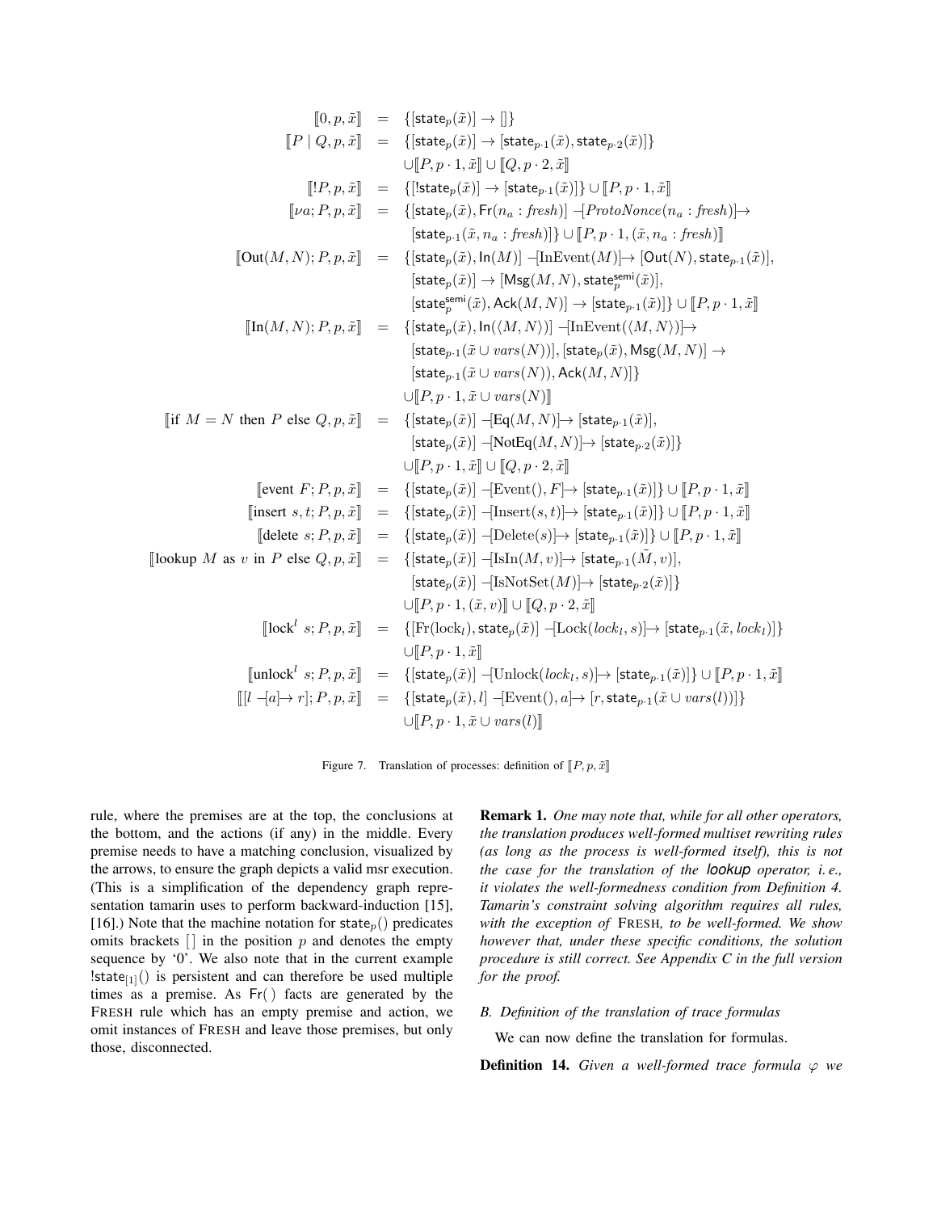$$
\begin{array}{rcl}
[\![0, p, \tilde{x}]\!] & = & \{[\mathsf{state}_p(\tilde{x})] \to []\} \\
[\![P \mid Q, p, \tilde{x}]\!] & = & \{[\mathsf{state}_p(\tilde{x})] \to [\mathsf{state}_{p\cdot 1}(\tilde{x}), \mathsf{state}_{p\cdot 2}(\tilde{x})]\} \\
& & \cup [\![P, p\cdot 1, \tilde{x}]\!] \cup [\![Q, p\cdot 2, \tilde{x}]\!] \\
[\![!P, p, \tilde{x}]\!] & = & \{[!\mathsf{state}_p(\tilde{x})] \to [\mathsf{state}_{p\cdot 1}(\tilde{x})]\} \cup [\![P, p\cdot 1, \tilde{x}]\!] \\
[\![\nu a; P, p, \tilde{x}]\!] & = & \{[\mathsf{state}_p(\tilde{x}), \mathsf{Fr}(n_a : \mathit{fresh})] \xrightarrow{\mathit{ProtoNonce}(n_a : \mathit{fresh})} \\
& & [\mathsf{state}_{p\cdot 1}(\tilde{x}, n_a : \mathit{fresh})]\} \cup [\![P, p\cdot 1, (\tilde{x}, n_a : \mathit{fresh})]\!] \\
[\![\mathrm{Out}(M, N); P, p, \tilde{x}]\!] & = & \{[\mathsf{state}_p(\tilde{x}), \mathsf{In}(M)] \xrightarrow{\mathrm{InEvent}(M)} [\mathsf{Out}(N), \mathsf{state}_{p\cdot 1}(\tilde{x})], \\
& & [\mathsf{state}_p(\tilde{x})] \to [\mathsf{Msg}(M, N), \mathsf{state}^{\mathsf{semi}}_p(\tilde{x})], \\
& & [\mathsf{state}^{\mathsf{semi}}_p(\tilde{x}), \mathsf{Ack}(M, N)] \to [\mathsf{state}_{p\cdot 1}(\tilde{x})]\} \cup [\![P, p\cdot 1, \tilde{x}]\!] \\
[\![\mathrm{In}(M, N); P, p, \tilde{x}]\!] & = & \{[\mathsf{state}_p(\tilde{x}), \mathsf{In}(\langle M, N\rangle)] \xrightarrow{\mathrm{InEvent}(\langle M, N\rangle)} \\
& & [\mathsf{state}_{p\cdot 1}(\tilde{x} \cup \mathit{vars}(N))], [\mathsf{state}_p(\tilde{x}), \mathsf{Msg}(M, N)] \to \\
& & [\mathsf{state}_{p\cdot 1}(\tilde{x} \cup \mathit{vars}(N)), \mathsf{Ack}(M, N)]\} \\
& & \cup [\![P, p\cdot 1, \tilde{x} \cup \mathit{vars}(N)]\!] \\
[\![\text{if } M = N \text{ then } P \text{ else } Q, p, \tilde{x}]\!] & = & \{[\mathsf{state}_p(\tilde{x})] \xrightarrow{\mathrm{Eq}(M, N)} [\mathsf{state}_{p\cdot 1}(\tilde{x})], \\
& & [\mathsf{state}_p(\tilde{x})] \xrightarrow{\mathrm{NotEq}(M, N)} [\mathsf{state}_{p\cdot 2}(\tilde{x})]\} \\
& & \cup [\![P, p\cdot 1, \tilde{x}]\!] \cup [\![Q, p\cdot 2, \tilde{x}]\!] \\
[\![\text{event } F; P, p, \tilde{x}]\!] & = & \{[\mathsf{state}_p(\tilde{x})] \xrightarrow{\mathrm{Event}(), F} [\mathsf{state}_{p\cdot 1}(\tilde{x})]\} \cup [\![P, p\cdot 1, \tilde{x}]\!] \\
[\![\text{insert } s, t; P, p, \tilde{x}]\!] & = & \{[\mathsf{state}_p(\tilde{x})] \xrightarrow{\mathrm{Insert}(s, t)} [\mathsf{state}_{p\cdot 1}(\tilde{x})]\} \cup [\![P, p\cdot 1, \tilde{x}]\!] \\
[\![\text{delete } s; P, p, \tilde{x}]\!] & = & \{[\mathsf{state}_p(\tilde{x})] \xrightarrow{\mathrm{Delete}(s)} [\mathsf{state}_{p\cdot 1}(\tilde{x})]\} \cup [\![P, p\cdot 1, \tilde{x}]\!] \\
[\![\text{lookup } M \text{ as } v \text{ in } P \text{ else } Q, p, \tilde{x}]\!] & = & \{[\mathsf{state}_p(\tilde{x})] \xrightarrow{\mathrm{IsIn}(M, v)} [\mathsf{state}_{p\cdot 1}(\tilde{M}, v)], \\
& & [\mathsf{state}_p(\tilde{x})] \xrightarrow{\mathrm{IsNotSet}(M)} [\mathsf{state}_{p\cdot 2}(\tilde{x})]\} \\
& & \cup [\![P, p\cdot 1, (\tilde{x}, v)]\!] \cup [\![Q, p\cdot 2, \tilde{x}]\!] \\
[\![\text{lock}^l\ s; P, p, \tilde{x}]\!] & = & \{[\mathrm{Fr}(\mathrm{lock}_l), \mathsf{state}_p(\tilde{x})] \xrightarrow{\mathrm{Lock}(\mathit{lock}_l, s)} [\mathsf{state}_{p\cdot 1}(\tilde{x}, \mathit{lock}_l)]\} \\
& & \cup [\![P, p\cdot 1, \tilde{x}]\!] \\
[\![\text{unlock}^l\ s; P, p, \tilde{x}]\!] & = & \{[\mathsf{state}_p(\tilde{x})] \xrightarrow{\mathrm{Unlock}(\mathit{lock}_l, s)} [\mathsf{state}_{p\cdot 1}(\tilde{x})]\} \cup [\![P, p\cdot 1, \tilde{x}]\!] \\
[\![[l \xrightarrow{a} r]; P, p, \tilde{x}]\!] & = & \{[\mathsf{state}_p(\tilde{x}), l] \xrightarrow{\mathrm{Event}(), a} [r, \mathsf{state}_{p\cdot 1}(\tilde{x} \cup \mathit{vars}(l))]\} \\
& & \cup [\![P, p\cdot 1, \tilde{x} \cup \mathit{vars}(l)]\!]
\end{array}
$$

Figure 7. Translation of processes: definition of $[\![P, p, \tilde{x}]\!]$

rule, where the premises are at the top, the conclusions at the bottom, and the actions (if any) in the middle. Every premise needs to have a matching conclusion, visualized by the arrows, to ensure the graph depicts a valid msr execution. (This is a simplification of the dependency graph representation tamarin uses to perform backward-induction [15], [16].) Note that the machine notation for $\mathsf{state}_p()$ predicates omits brackets $[\,]$ in the position $p$ and denotes the empty sequence by '0'. We also note that in the current example $!\mathsf{state}_{[1]}()$ is persistent and can therefore be used multiple times as a premise. As $\mathsf{Fr}(\,)$ facts are generated by the FRESH rule which has an empty premise and action, we omit instances of FRESH and leave those premises, but only those, disconnected.

**Remark 1.** *One may note that, while for all other operators, the translation produces well-formed multiset rewriting rules (as long as the process is well-formed itself), this is not the case for the translation of the lookup operator, i. e., it violates the well-formedness condition from Definition 4. Tamarin's constraint solving algorithm requires all rules, with the exception of* FRESH, *to be well-formed. We show however that, under these specific conditions, the solution procedure is still correct. See Appendix C in the full version for the proof.*

### B. Definition of the translation of trace formulas

We can now define the translation for formulas.

**Definition 14.** *Given a well-formed trace formula $\varphi$ we*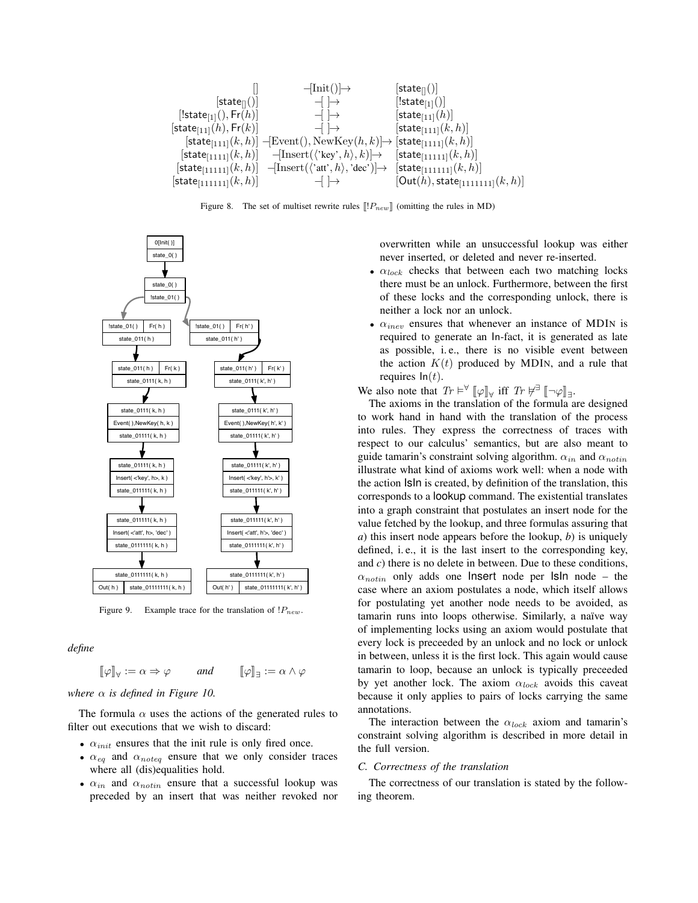$$
\begin{array}{rcl}
[\,] & -[\mathrm{Init}()]\rightarrow & [\mathsf{state}_{[]}()] \\
[\mathsf{state}_{[]}()] & -[\,]\rightarrow & [!\mathsf{state}_{[1]}()] \\
[!\mathsf{state}_{[1]}(), \mathsf{Fr}(h)] & -[\,]\rightarrow & [\mathsf{state}_{[11]}(h)] \\
[\mathsf{state}_{[11]}(h), \mathsf{Fr}(k)] & -[\,]\rightarrow & [\mathsf{state}_{[111]}(k,h)] \\
[\mathsf{state}_{[111]}(k,h)] & -[\mathrm{Event}(), \mathrm{NewKey}(h,k)]\rightarrow & [\mathsf{state}_{[1111]}(k,h)] \\
[\mathsf{state}_{[1111]}(k,h)] & -[\mathrm{Insert}(\langle\text{'key'}, h\rangle, k)]\rightarrow & [\mathsf{state}_{[11111]}(k,h)] \\
[\mathsf{state}_{[11111]}(k,h)] & -[\mathrm{Insert}(\langle\text{'att'}, h\rangle, \text{'dec'})]\rightarrow & [\mathsf{state}_{[111111]}(k,h)] \\
[\mathsf{state}_{[111111]}(k,h)] & -[\,]\rightarrow & [\mathsf{Out}(h), \mathsf{state}_{[1111111]}(k,h)]
\end{array}
$$

Figure 8. The set of multiset rewrite rules $[\![!P_{new}]\!]$ (omitting the rules in MD)

Figure 9. Example trace for the translation of $!P_{new}$.

*define*

$$[\![\varphi]\!]_\forall := \alpha \Rightarrow \varphi \qquad \textit{and} \qquad [\![\varphi]\!]_\exists := \alpha \wedge \varphi$$

*where $\alpha$ is defined in Figure 10.*

The formula $\alpha$ uses the actions of the generated rules to filter out executions that we wish to discard:

- $\alpha_{init}$ ensures that the init rule is only fired once.
- $\alpha_{eq}$ and $\alpha_{noteq}$ ensure that we only consider traces where all (dis)equalities hold.
- $\alpha_{in}$ and $\alpha_{notin}$ ensure that a successful lookup was preceded by an insert that was neither revoked nor overwritten while an unsuccessful lookup was either never inserted, or deleted and never re-inserted.
- $\alpha_{lock}$ checks that between each two matching locks there must be an unlock. Furthermore, between the first of these locks and the corresponding unlock, there is neither a lock nor an unlock.
- $\alpha_{inev}$ ensures that whenever an instance of MDIN is required to generate an In-fact, it is generated as late as possible, i. e., there is no visible event between the action $K(t)$ produced by MDIN, and a rule that requires $\mathsf{In}(t)$.

We also note that $Tr \vDash^\forall [\![\varphi]\!]_\forall$ iff $Tr \nvDash^\exists [\![\neg\varphi]\!]_\exists$.

The axioms in the translation of the formula are designed to work hand in hand with the translation of the process into rules. They express the correctness of traces with respect to our calculus' semantics, but are also meant to guide tamarin's constraint solving algorithm. $\alpha_{in}$ and $\alpha_{notin}$ illustrate what kind of axioms work well: when a node with the action IsIn is created, by definition of the translation, this corresponds to a lookup command. The existential translates into a graph constraint that postulates an insert node for the value fetched by the lookup, and three formulas assuring that *a*) this insert node appears before the lookup, *b*) is uniquely defined, i. e., it is the last insert to the corresponding key, and *c*) there is no delete in between. Due to these conditions, $\alpha_{notin}$ only adds one Insert node per IsIn node – the case where an axiom postulates a node, which itself allows for postulating yet another node needs to be avoided, as tamarin runs into loops otherwise. Similarly, a naïve way of implementing locks using an axiom would postulate that every lock is preceeded by an unlock and no lock or unlock in between, unless it is the first lock. This again would cause tamarin to loop, because an unlock is typically preceeded by yet another lock. The axiom $\alpha_{lock}$ avoids this caveat because it only applies to pairs of locks carrying the same annotations.

The interaction between the $\alpha_{lock}$ axiom and tamarin's constraint solving algorithm is described in more detail in the full version.

### C. Correctness of the translation

The correctness of our translation is stated by the following theorem.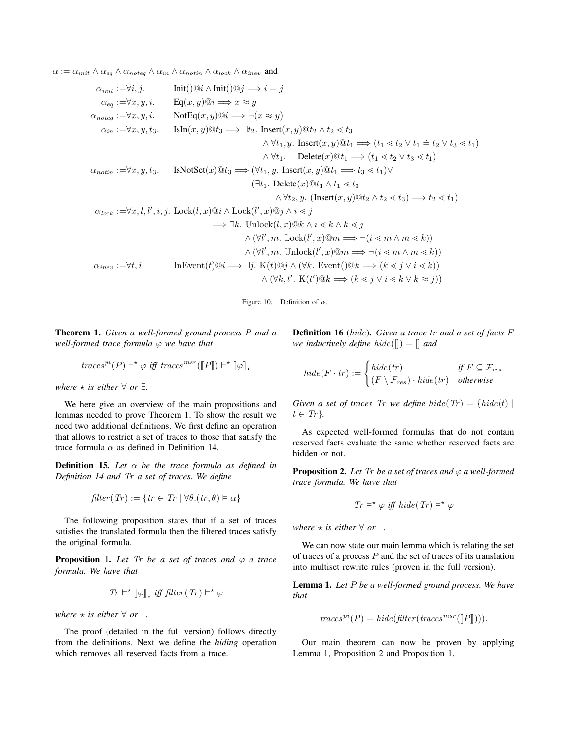$\alpha := \alpha_{init} \wedge \alpha_{eq} \wedge \alpha_{noteq} \wedge \alpha_{in} \wedge \alpha_{notin} \wedge \alpha_{lock} \wedge \alpha_{inev}$ and

$$
\begin{aligned}
\alpha_{init} :=& \forall i, j. \quad \text{Init}()@i \wedge \text{Init}()@j \implies i = j \\
\alpha_{eq} :=& \forall x, y, i. \quad \text{Eq}(x, y)@i \implies x \approx y \\
\alpha_{noteq} :=& \forall x, y, i. \quad \text{NotEq}(x, y)@i \implies \neg(x \approx y) \\
\alpha_{in} :=& \forall x, y, t_3. \quad \text{IsIn}(x, y)@t_3 \implies \exists t_2.\ \text{Insert}(x, y)@t_2 \wedge t_2 \lessdot t_3 \\
& \qquad \wedge \forall t_1, y.\ \text{Insert}(x, y)@t_1 \implies (t_1 \lessdot t_2 \vee t_1 \doteq t_2 \vee t_3 \lessdot t_1) \\
& \qquad \wedge \forall t_1. \quad \text{Delete}(x)@t_1 \implies (t_1 \lessdot t_2 \vee t_3 \lessdot t_1) \\
\alpha_{notin} :=& \forall x, y, t_3. \quad \text{IsNotSet}(x)@t_3 \implies (\forall t_1, y.\ \text{Insert}(x, y)@t_1 \implies t_3 \lessdot t_1) \vee \\
& \qquad (\exists t_1.\ \text{Delete}(x)@t_1 \wedge t_1 \lessdot t_3 \\
& \qquad \wedge \forall t_2, y.\ (\text{Insert}(x, y)@t_2 \wedge t_2 \lessdot t_3) \implies t_2 \lessdot t_1) \\
\alpha_{lock} :=& \forall x, l, l', i, j.\ \text{Lock}(l, x)@i \wedge \text{Lock}(l', x)@j \wedge i \lessdot j \\
& \qquad \implies \exists k.\ \text{Unlock}(l, x)@k \wedge i \lessdot k \wedge k \lessdot j \\
& \qquad \wedge (\forall l', m.\ \text{Lock}(l', x)@m \implies \neg(i \lessdot m \wedge m \lessdot k)) \\
& \qquad \wedge (\forall l', m.\ \text{Unlock}(l', x)@m \implies \neg(i \lessdot m \wedge m \lessdot k)) \\
\alpha_{inev} :=& \forall t, i. \quad \text{InEvent}(t)@i \implies \exists j.\ \text{K}(t)@j \wedge (\forall k.\ \text{Event}()@k \implies (k \lessdot j \vee i \lessdot k)) \\
& \qquad \wedge (\forall k, t'.\ \text{K}(t')@k \implies (k \lessdot j \vee i \lessdot k \vee k \approx j))
\end{aligned}
$$

Figure 10. Definition of $\alpha$.

**Theorem 1.** *Given a well-formed ground process $P$ and a well-formed trace formula $\varphi$ we have that*

$$traces^{pi}(P) \vDash^\star \varphi \text{ iff } traces^{msr}([\![P]\!]) \vDash^\star [\![\varphi]\!]_\star$$

*where $\star$ is either $\forall$ or $\exists$.*

We here give an overview of the main propositions and lemmas needed to prove Theorem 1. To show the result we need two additional definitions. We first define an operation that allows to restrict a set of traces to those that satisfy the trace formula $\alpha$ as defined in Definition 14.

**Definition 15.** *Let $\alpha$ be the trace formula as defined in Definition 14 and $Tr$ a set of traces. We define*

$$filter(Tr) := \{tr \in Tr \mid \forall \theta.(tr, \theta) \vDash \alpha\}$$

The following proposition states that if a set of traces satisfies the translated formula then the filtered traces satisfy the original formula.

**Proposition 1.** *Let $Tr$ be a set of traces and $\varphi$ a trace formula. We have that*

$$Tr \vDash^\star [\![\varphi]\!]_\star \text{ iff } filter(Tr) \vDash^\star \varphi$$

*where $\star$ is either $\forall$ or $\exists$.*

The proof (detailed in the full version) follows directly from the definitions. Next we define the *hiding* operation which removes all reserved facts from a trace.

**Definition 16** ($hide$). *Given a trace $tr$ and a set of facts $F$ we inductively define $hide([]) = []$ and*

$$hide(F \cdot tr) := \begin{cases} hide(tr) & \text{if } F \subseteq \mathcal{F}_{res} \\ (F \setminus \mathcal{F}_{res}) \cdot hide(tr) & \text{otherwise} \end{cases}$$

*Given a set of traces $Tr$ we define $hide(Tr) = \{hide(t) \mid t \in Tr\}$.*

As expected well-formed formulas that do not contain reserved facts evaluate the same whether reserved facts are hidden or not.

**Proposition 2.** *Let $Tr$ be a set of traces and $\varphi$ a well-formed trace formula. We have that*

$$Tr \vDash^\star \varphi \text{ iff } hide(Tr) \vDash^\star \varphi$$

*where $\star$ is either $\forall$ or $\exists$.*

We can now state our main lemma which is relating the set of traces of a process $P$ and the set of traces of its translation into multiset rewrite rules (proven in the full version).

**Lemma 1.** *Let $P$ be a well-formed ground process. We have that*

$$traces^{pi}(P) = hide(filter(traces^{msr}([\![P]\!]))).$$

Our main theorem can now be proven by applying Lemma 1, Proposition 2 and Proposition 1.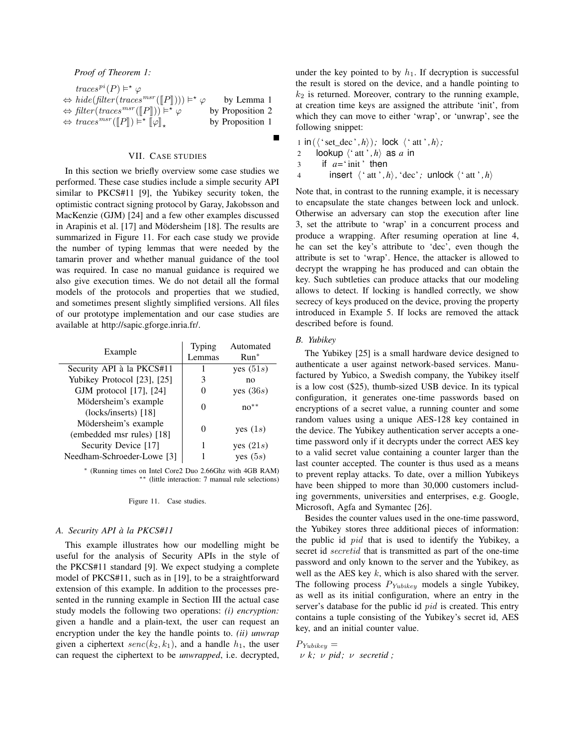*Proof of Theorem 1:*

$$
\begin{array}{lr}
traces^{pi}(P) \vDash^\star \varphi & \\
\Leftrightarrow hide(filter(traces^{msr}(\llbracket P \rrbracket))) \vDash^\star \varphi & \text{by Lemma 1} \\
\Leftrightarrow filter(traces^{msr}(\llbracket P \rrbracket)) \vDash^\star \varphi & \text{by Proposition 2} \\
\Leftrightarrow traces^{msr}(\llbracket P \rrbracket) \vDash^\star \llbracket \varphi \rrbracket_\star & \text{by Proposition 1}
\end{array}
$$

■

## VII. Case studies

In this section we briefly overview some case studies we performed. These case studies include a simple security API similar to PKCS#11 [9], the Yubikey security token, the optimistic contract signing protocol by Garay, Jakobsson and MacKenzie (GJM) [24] and a few other examples discussed in Arapinis et al. [17] and Mödersheim [18]. The results are summarized in Figure 11. For each case study we provide the number of typing lemmas that were needed by the tamarin prover and whether manual guidance of the tool was required. In case no manual guidance is required we also give execution times. We do not detail all the formal models of the protocols and properties that we studied, and sometimes present slightly simplified versions. All files of our prototype implementation and our case studies are available at http://sapic.gforge.inria.fr/.

| Example | Typing Lemmas | Automated Run* |
|---|---|---|
| Security API à la PKCS#11 | 1 | yes ($51s$) |
| Yubikey Protocol [23], [25] | 3 | no |
| GJM protocol [17], [24] | 0 | yes ($36s$) |
| Mödersheim's example (locks/inserts) [18] | 0 | no** |
| Mödersheim's example (embedded msr rules) [18] | 0 | yes ($1s$) |
| Security Device [17] | 1 | yes ($21s$) |
| Needham-Schroeder-Lowe [3] | 1 | yes ($5s$) |

\* (Running times on Intel Core2 Duo 2.66Ghz with 4GB RAM)
\*\* (little interaction: 7 manual rule selections)

Figure 11. Case studies.

### A. Security API à la PKCS#11

This example illustrates how our modelling might be useful for the analysis of Security APIs in the style of the PKCS#11 standard [9]. We expect studying a complete model of PKCS#11, such as in [19], to be a straightforward extension of this example. In addition to the processes presented in the running example in Section III the actual case study models the following two operations: *(i) encryption:* given a handle and a plain-text, the user can request an encryption under the key the handle points to. *(ii) unwrap* given a ciphertext $senc(k_2, k_1)$, and a handle $h_1$, the user can request the ciphertext to be *unwrapped*, i.e. decrypted, under the key pointed to by $h_1$. If decryption is successful the result is stored on the device, and a handle pointing to $k_2$ is returned. Moreover, contrary to the running example, at creation time keys are assigned the attribute 'init', from which they can move to either 'wrap', or 'unwrap', see the following snippet:

```
1 in(⟨'set_dec', h⟩); lock ⟨'att', h⟩;
2    lookup ⟨'att', h⟩ as a in
3      if a='init' then
4        insert ⟨'att', h⟩, 'dec'; unlock ⟨'att', h⟩
```

Note that, in contrast to the running example, it is necessary to encapsulate the state changes between lock and unlock. Otherwise an adversary can stop the execution after line 3, set the attribute to 'wrap' in a concurrent process and produce a wrapping. After resuming operation at line 4, he can set the key's attribute to 'dec', even though the attribute is set to 'wrap'. Hence, the attacker is allowed to decrypt the wrapping he has produced and can obtain the key. Such subtleties can produce attacks that our modeling allows to detect. If locking is handled correctly, we show secrecy of keys produced on the device, proving the property introduced in Example 5. If locks are removed the attack described before is found.

### B. Yubikey

The Yubikey [25] is a small hardware device designed to authenticate a user against network-based services. Manufactured by Yubico, a Swedish company, the Yubikey itself is a low cost ($25), thumb-sized USB device. In its typical configuration, it generates one-time passwords based on encryptions of a secret value, a running counter and some random values using a unique AES-128 key contained in the device. The Yubikey authentication server accepts a one-time password only if it decrypts under the correct AES key to a valid secret value containing a counter larger than the last counter accepted. The counter is thus used as a means to prevent replay attacks. To date, over a million Yubikeys have been shipped to more than 30,000 customers including governments, universities and enterprises, e.g. Google, Microsoft, Agfa and Symantec [26].

Besides the counter values used in the one-time password, the Yubikey stores three additional pieces of information: the public id $pid$ that is used to identify the Yubikey, a secret id $secretid$ that is transmitted as part of the one-time password and only known to the server and the Yubikey, as well as the AES key $k$, which is also shared with the server. The following process $P_{Yubikey}$ models a single Yubikey, as well as its initial configuration, where an entry in the server's database for the public id $pid$ is created. This entry contains a tuple consisting of the Yubikey's secret id, AES key, and an initial counter value.

$P_{Yubikey} =$
$\nu\ k;\ \nu\ pid;\ \nu\ secretid;$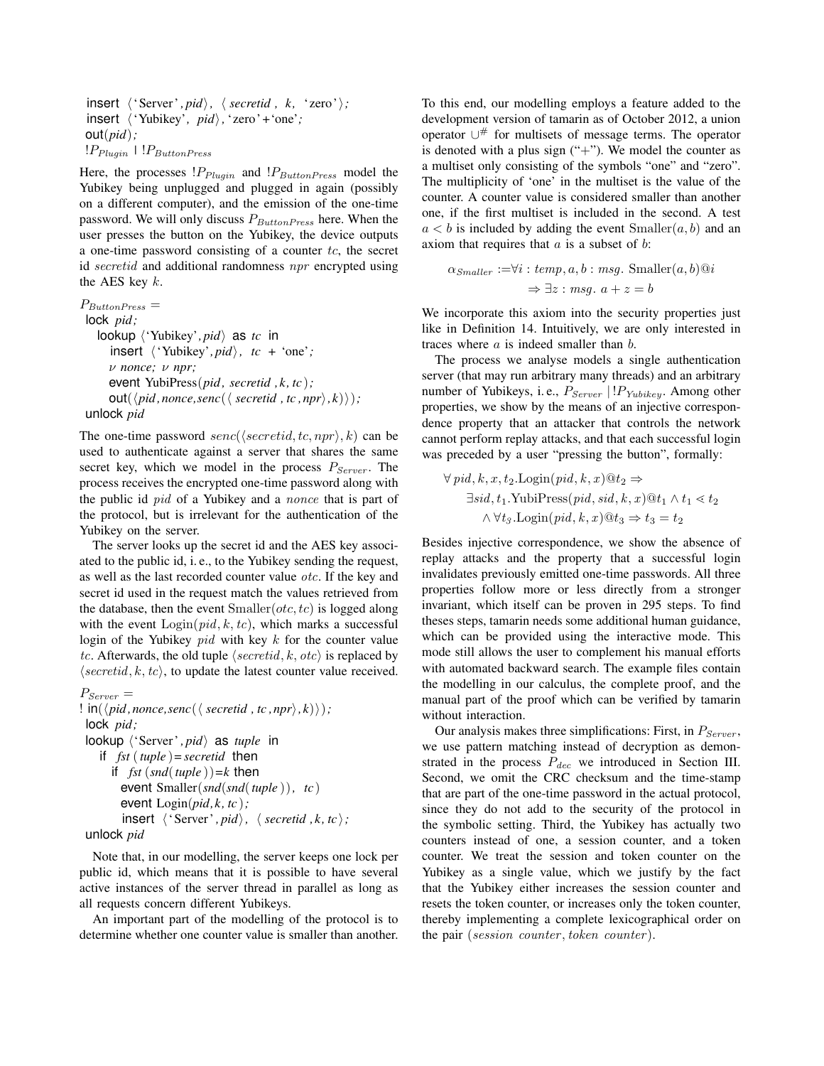```
insert ⟨'Server', pid⟩, ⟨ secretid , k, 'zero'⟩;
insert ⟨'Yubikey', pid⟩, 'zero'+'one';
out(pid);
!P_Plugin | !P_ButtonPress
```

Here, the processes $!P_{Plugin}$ and $!P_{ButtonPress}$ model the Yubikey being unplugged and plugged in again (possibly on a different computer), and the emission of the one-time password. We will only discuss $P_{ButtonPress}$ here. When the user presses the button on the Yubikey, the device outputs a one-time password consisting of a counter $tc$, the secret id $secretid$ and additional randomness $npr$ encrypted using the AES key $k$.

```
P_ButtonPress =
 lock pid;
   lookup ⟨'Yubikey', pid⟩ as tc in
     insert ⟨'Yubikey', pid⟩, tc + 'one';
     ν nonce; ν npr;
     event YubiPress(pid, secretid ,k, tc );
     out(⟨pid, nonce, senc(⟨ secretid , tc , npr⟩, k)⟩);
 unlock pid
```

The one-time password $senc(\langle secretid, tc, npr\rangle, k)$ can be used to authenticate against a server that shares the same secret key, which we model in the process $P_{Server}$. The process receives the encrypted one-time password along with the public id $pid$ of a Yubikey and a $nonce$ that is part of the protocol, but is irrelevant for the authentication of the Yubikey on the server.

The server looks up the secret id and the AES key associated to the public id, i. e., to the Yubikey sending the request, as well as the last recorded counter value $otc$. If the key and secret id used in the request match the values retrieved from the database, then the event $\mathrm{Smaller}(otc, tc)$ is logged along with the event $\mathrm{Login}(pid, k, tc)$, which marks a successful login of the Yubikey $pid$ with key $k$ for the counter value $tc$. Afterwards, the old tuple $\langle secretid, k, otc\rangle$ is replaced by $\langle secretid, k, tc\rangle$, to update the latest counter value received.

```
P_Server =
! in(⟨pid, nonce, senc(⟨ secretid , tc , npr⟩, k)⟩);
 lock pid;
 lookup ⟨'Server', pid⟩ as tuple in
   if fst ( tuple )= secretid then
     if fst (snd( tuple ))=k then
       event Smaller(snd(snd( tuple )), tc )
       event Login(pid, k, tc );
        insert ⟨'Server', pid⟩, ⟨ secretid , k, tc⟩;
 unlock pid
```

Note that, in our modelling, the server keeps one lock per public id, which means that it is possible to have several active instances of the server thread in parallel as long as all requests concern different Yubikeys.

An important part of the modelling of the protocol is to determine whether one counter value is smaller than another. To this end, our modelling employs a feature added to the development version of tamarin as of October 2012, a union operator $\cup^{\#}$ for multisets of message terms. The operator is denoted with a plus sign ("+"). We model the counter as a multiset only consisting of the symbols "one" and "zero". The multiplicity of 'one' in the multiset is the value of the counter. A counter value is considered smaller than another one, if the first multiset is included in the second. A test $a < b$ is included by adding the event $\mathrm{Smaller}(a, b)$ and an axiom that requires that $a$ is a subset of $b$:

$$\alpha_{Smaller} := \forall i : temp, a, b : msg.\ \mathrm{Smaller}(a, b)@i \Rightarrow \exists z : msg.\ a + z = b$$

We incorporate this axiom into the security properties just like in Definition 14. Intuitively, we are only interested in traces where $a$ is indeed smaller than $b$.

The process we analyse models a single authentication server (that may run arbitrary many threads) and an arbitrary number of Yubikeys, i. e., $P_{Server} \mid !P_{Yubikey}$. Among other properties, we show by the means of an injective correspondence property that an attacker that controls the network cannot perform replay attacks, and that each successful login was preceded by a user "pressing the button", formally:

$$\begin{aligned} &\forall\, pid, k, x, t_2.\mathrm{Login}(pid, k, x)@t_2 \Rightarrow \\ &\quad \exists sid, t_1.\mathrm{YubiPress}(pid, sid, k, x)@t_1 \wedge t_1 \lessdot t_2 \\ &\quad\quad \wedge \forall t_3.\mathrm{Login}(pid, k, x)@t_3 \Rightarrow t_3 = t_2 \end{aligned}$$

Besides injective correspondence, we show the absence of replay attacks and the property that a successful login invalidates previously emitted one-time passwords. All three properties follow more or less directly from a stronger invariant, which itself can be proven in 295 steps. To find theses steps, tamarin needs some additional human guidance, which can be provided using the interactive mode. This mode still allows the user to complement his manual efforts with automated backward search. The example files contain the modelling in our calculus, the complete proof, and the manual part of the proof which can be verified by tamarin without interaction.

Our analysis makes three simplifications: First, in $P_{Server}$, we use pattern matching instead of decryption as demonstrated in the process $P_{dec}$ we introduced in Section III. Second, we omit the CRC checksum and the time-stamp that are part of the one-time password in the actual protocol, since they do not add to the security of the protocol in the symbolic setting. Third, the Yubikey has actually two counters instead of one, a session counter, and a token counter. We treat the session and token counter on the Yubikey as a single value, which we justify by the fact that the Yubikey either increases the session counter and resets the token counter, or increases only the token counter, thereby implementing a complete lexicographical order on the pair $(session\ counter, token\ counter)$.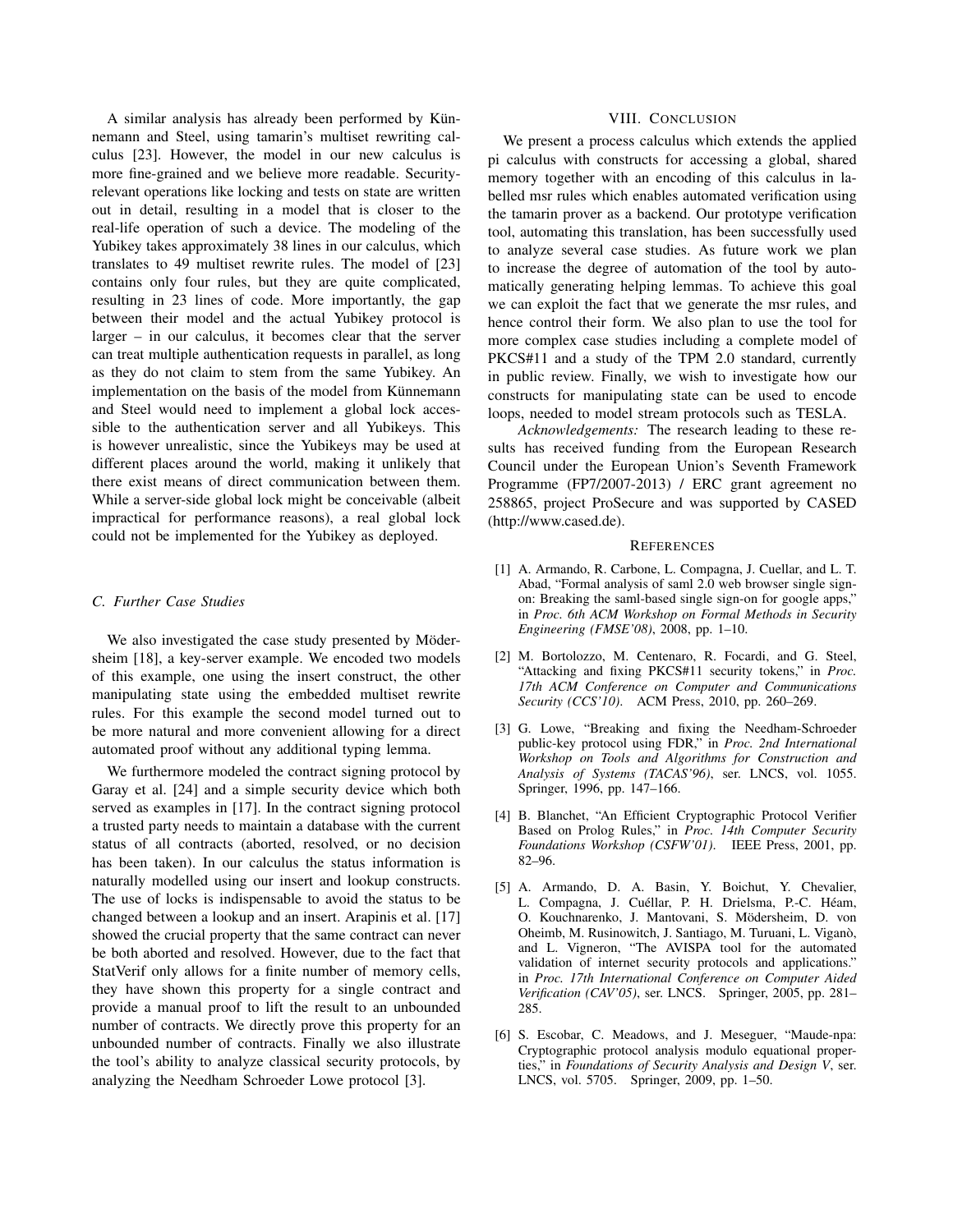A similar analysis has already been performed by Künnemann and Steel, using tamarin's multiset rewriting calculus [23]. However, the model in our new calculus is more fine-grained and we believe more readable. Security-relevant operations like locking and tests on state are written out in detail, resulting in a model that is closer to the real-life operation of such a device. The modeling of the Yubikey takes approximately 38 lines in our calculus, which translates to 49 multiset rewrite rules. The model of [23] contains only four rules, but they are quite complicated, resulting in 23 lines of code. More importantly, the gap between their model and the actual Yubikey protocol is larger – in our calculus, it becomes clear that the server can treat multiple authentication requests in parallel, as long as they do not claim to stem from the same Yubikey. An implementation on the basis of the model from Künnemann and Steel would need to implement a global lock accessible to the authentication server and all Yubikeys. This is however unrealistic, since the Yubikeys may be used at different places around the world, making it unlikely that there exist means of direct communication between them. While a server-side global lock might be conceivable (albeit impractical for performance reasons), a real global lock could not be implemented for the Yubikey as deployed.

### C. Further Case Studies

We also investigated the case study presented by Mödersheim [18], a key-server example. We encoded two models of this example, one using the insert construct, the other manipulating state using the embedded multiset rewrite rules. For this example the second model turned out to be more natural and more convenient allowing for a direct automated proof without any additional typing lemma.

We furthermore modeled the contract signing protocol by Garay et al. [24] and a simple security device which both served as examples in [17]. In the contract signing protocol a trusted party needs to maintain a database with the current status of all contracts (aborted, resolved, or no decision has been taken). In our calculus the status information is naturally modelled using our insert and lookup constructs. The use of locks is indispensable to avoid the status to be changed between a lookup and an insert. Arapinis et al. [17] showed the crucial property that the same contract can never be both aborted and resolved. However, due to the fact that StatVerif only allows for a finite number of memory cells, they have shown this property for a single contract and provide a manual proof to lift the result to an unbounded number of contracts. We directly prove this property for an unbounded number of contracts. Finally we also illustrate the tool's ability to analyze classical security protocols, by analyzing the Needham Schroeder Lowe protocol [3].

## VIII. Conclusion

We present a process calculus which extends the applied pi calculus with constructs for accessing a global, shared memory together with an encoding of this calculus in labelled msr rules which enables automated verification using the tamarin prover as a backend. Our prototype verification tool, automating this translation, has been successfully used to analyze several case studies. As future work we plan to increase the degree of automation of the tool by automatically generating helping lemmas. To achieve this goal we can exploit the fact that we generate the msr rules, and hence control their form. We also plan to use the tool for more complex case studies including a complete model of PKCS#11 and a study of the TPM 2.0 standard, currently in public review. Finally, we wish to investigate how our constructs for manipulating state can be used to encode loops, needed to model stream protocols such as TESLA.

*Acknowledgements:* The research leading to these results has received funding from the European Research Council under the European Union's Seventh Framework Programme (FP7/2007-2013) / ERC grant agreement no 258865, project ProSecure and was supported by CASED (http://www.cased.de).

## References

[1] A. Armando, R. Carbone, L. Compagna, J. Cuellar, and L. T. Abad, "Formal analysis of saml 2.0 web browser single sign-on: Breaking the saml-based single sign-on for google apps," in *Proc. 6th ACM Workshop on Formal Methods in Security Engineering (FMSE'08)*, 2008, pp. 1–10.

[2] M. Bortolozzo, M. Centenaro, R. Focardi, and G. Steel, "Attacking and fixing PKCS#11 security tokens," in *Proc. 17th ACM Conference on Computer and Communications Security (CCS'10)*. ACM Press, 2010, pp. 260–269.

[3] G. Lowe, "Breaking and fixing the Needham-Schroeder public-key protocol using FDR," in *Proc. 2nd International Workshop on Tools and Algorithms for Construction and Analysis of Systems (TACAS'96)*, ser. LNCS, vol. 1055. Springer, 1996, pp. 147–166.

[4] B. Blanchet, "An Efficient Cryptographic Protocol Verifier Based on Prolog Rules," in *Proc. 14th Computer Security Foundations Workshop (CSFW'01)*. IEEE Press, 2001, pp. 82–96.

[5] A. Armando, D. A. Basin, Y. Boichut, Y. Chevalier, L. Compagna, J. Cuéllar, P. H. Drielsma, P.-C. Héam, O. Kouchnarenko, J. Mantovani, S. Mödersheim, D. von Oheimb, M. Rusinowitch, J. Santiago, M. Turuani, L. Viganò, and L. Vigneron, "The AVISPA tool for the automated validation of internet security protocols and applications." in *Proc. 17th International Conference on Computer Aided Verification (CAV'05)*, ser. LNCS. Springer, 2005, pp. 281–285.

[6] S. Escobar, C. Meadows, and J. Meseguer, "Maude-npa: Cryptographic protocol analysis modulo equational properties," in *Foundations of Security Analysis and Design V*, ser. LNCS, vol. 5705. Springer, 2009, pp. 1–50.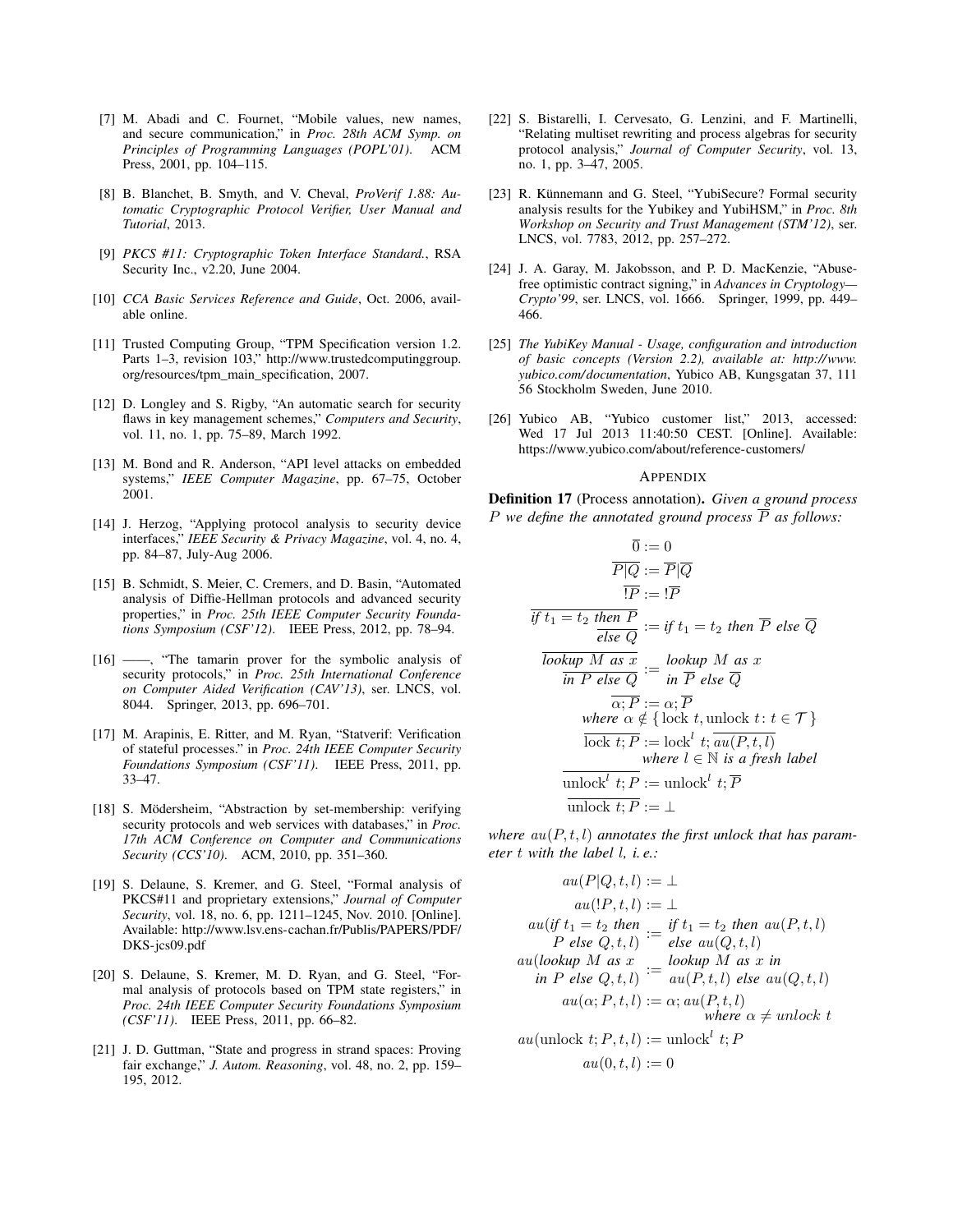[7] M. Abadi and C. Fournet, "Mobile values, new names, and secure communication," in *Proc. 28th ACM Symp. on Principles of Programming Languages (POPL'01)*. ACM Press, 2001, pp. 104–115.

[8] B. Blanchet, B. Smyth, and V. Cheval, *ProVerif 1.88: Automatic Cryptographic Protocol Verifier, User Manual and Tutorial*, 2013.

[9] *PKCS #11: Cryptographic Token Interface Standard.*, RSA Security Inc., v2.20, June 2004.

[10] *CCA Basic Services Reference and Guide*, Oct. 2006, available online.

[11] Trusted Computing Group, "TPM Specification version 1.2. Parts 1–3, revision 103," http://www.trustedcomputinggroup.org/resources/tpm_main_specification, 2007.

[12] D. Longley and S. Rigby, "An automatic search for security flaws in key management schemes," *Computers and Security*, vol. 11, no. 1, pp. 75–89, March 1992.

[13] M. Bond and R. Anderson, "API level attacks on embedded systems," *IEEE Computer Magazine*, pp. 67–75, October 2001.

[14] J. Herzog, "Applying protocol analysis to security device interfaces," *IEEE Security & Privacy Magazine*, vol. 4, no. 4, pp. 84–87, July-Aug 2006.

[15] B. Schmidt, S. Meier, C. Cremers, and D. Basin, "Automated analysis of Diffie-Hellman protocols and advanced security properties," in *Proc. 25th IEEE Computer Security Foundations Symposium (CSF'12)*. IEEE Press, 2012, pp. 78–94.

[16] ——, "The tamarin prover for the symbolic analysis of security protocols," in *Proc. 25th International Conference on Computer Aided Verification (CAV'13)*, ser. LNCS, vol. 8044. Springer, 2013, pp. 696–701.

[17] M. Arapinis, E. Ritter, and M. Ryan, "Statverif: Verification of stateful processes." in *Proc. 24th IEEE Computer Security Foundations Symposium (CSF'11)*. IEEE Press, 2011, pp. 33–47.

[18] S. Mödersheim, "Abstraction by set-membership: verifying security protocols and web services with databases," in *Proc. 17th ACM Conference on Computer and Communications Security (CCS'10)*. ACM, 2010, pp. 351–360.

[19] S. Delaune, S. Kremer, and G. Steel, "Formal analysis of PKCS#11 and proprietary extensions," *Journal of Computer Security*, vol. 18, no. 6, pp. 1211–1245, Nov. 2010. [Online]. Available: http://www.lsv.ens-cachan.fr/Publis/PAPERS/PDF/DKS-jcs09.pdf

[20] S. Delaune, S. Kremer, M. D. Ryan, and G. Steel, "Formal analysis of protocols based on TPM state registers," in *Proc. 24th IEEE Computer Security Foundations Symposium (CSF'11)*. IEEE Press, 2011, pp. 66–82.

[21] J. D. Guttman, "State and progress in strand spaces: Proving fair exchange," *J. Autom. Reasoning*, vol. 48, no. 2, pp. 159–195, 2012.

[22] S. Bistarelli, I. Cervesato, G. Lenzini, and F. Martinelli, "Relating multiset rewriting and process algebras for security protocol analysis," *Journal of Computer Security*, vol. 13, no. 1, pp. 3–47, 2005.

[23] R. Künnemann and G. Steel, "YubiSecure? Formal security analysis results for the Yubikey and YubiHSM," in *Proc. 8th Workshop on Security and Trust Management (STM'12)*, ser. LNCS, vol. 7783, 2012, pp. 257–272.

[24] J. A. Garay, M. Jakobsson, and P. D. MacKenzie, "Abuse-free optimistic contract signing," in *Advances in Cryptology—Crypto'99*, ser. LNCS, vol. 1666. Springer, 1999, pp. 449–466.

[25] *The YubiKey Manual - Usage, configuration and introduction of basic concepts (Version 2.2), available at: http://www.yubico.com/documentation*, Yubico AB, Kungsgatan 37, 111 56 Stockholm Sweden, June 2010.

[26] Yubico AB, "Yubico customer list," 2013, accessed: Wed 17 Jul 2013 11:40:50 CEST. [Online]. Available: https://www.yubico.com/about/reference-customers/

## APPENDIX

**Definition 17** (Process annotation). *Given a ground process $P$ we define the annotated ground process $\overline{P}$ as follows:*

$$
\begin{aligned}
\overline{0} &:= 0 \\
\overline{P|Q} &:= \overline{P}|\overline{Q} \\
\overline{!P} &:= !\overline{P} \\
\overline{\textit{if } t_1 = t_2 \textit{ then } P \textit{ else } Q} &:= \textit{if } t_1 = t_2 \textit{ then } \overline{P} \textit{ else } \overline{Q} \\
\overline{\textit{lookup } M \textit{ as } x \textit{ in } P \textit{ else } Q} &:= \textit{lookup } M \textit{ as } x \textit{ in } \overline{P} \textit{ else } \overline{Q} \\
\overline{\alpha; P} &:= \alpha; \overline{P} \\
&\quad \textit{where } \alpha \notin \{\, \text{lock } t, \text{unlock } t \colon t \in \mathcal{T} \,\} \\
\overline{\text{lock } t; P} &:= \text{lock}^l\ t; \overline{au(P,t,l)} \\
&\quad \textit{where } l \in \mathbb{N} \textit{ is a fresh label} \\
\overline{\text{unlock}^l\ t; P} &:= \text{unlock}^l\ t; \overline{P} \\
\overline{\text{unlock } t; P} &:= \bot
\end{aligned}
$$

*where $au(P, t, l)$ annotates the first unlock that has parameter $t$ with the label $l$, i. e.:*

$$
\begin{aligned}
au(P|Q,t,l) &:= \bot \\
au(!P,t,l) &:= \bot \\
au(\textit{if } t_1 = t_2 \textit{ then } P \textit{ else } Q, t, l) &:= \textit{if } t_1 = t_2 \textit{ then } au(P,t,l) \textit{ else } au(Q,t,l) \\
au(\textit{lookup } M \textit{ as } x \textit{ in } P \textit{ else } Q, t, l) &:= \textit{lookup } M \textit{ as } x \textit{ in } au(P,t,l) \textit{ else } au(Q,t,l) \\
au(\alpha; P, t, l) &:= \alpha; au(P,t,l) \\
&\quad \textit{where } \alpha \neq \textit{unlock } t \\
au(\text{unlock } t; P, t, l) &:= \text{unlock}^l\ t; P \\
au(0,t,l) &:= 0
\end{aligned}
$$